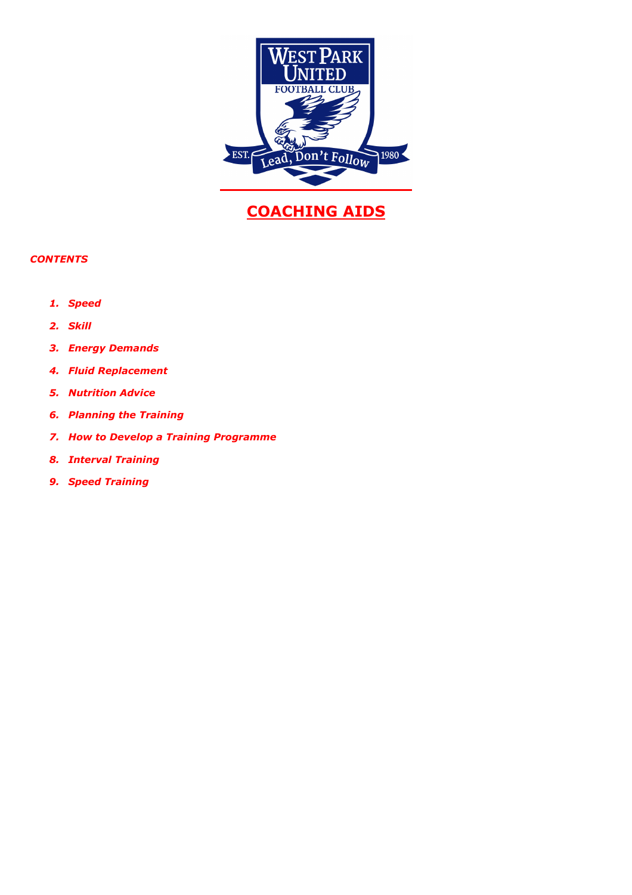# COACHING AIDS

***CONTENTS***

1. ***Speed***
2. ***Skill***
3. ***Energy Demands***
4. ***Fluid Replacement***
5. ***Nutrition Advice***
6. ***Planning the Training***
7. ***How to Develop a Training Programme***
8. ***Interval Training***
9. ***Speed Training***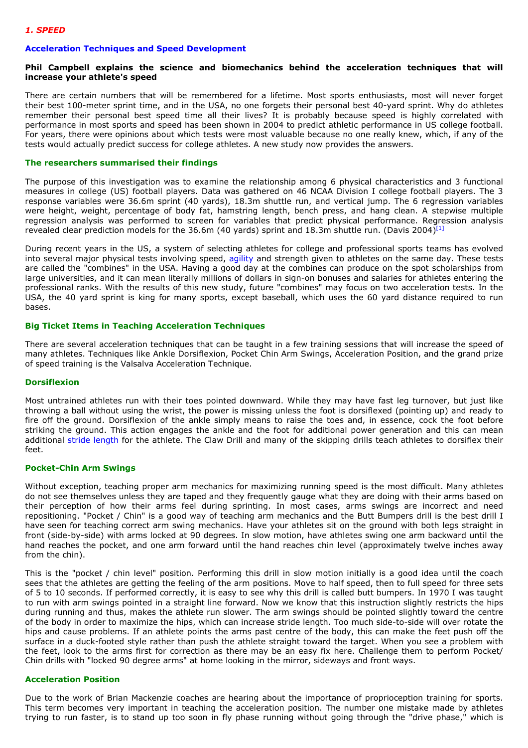## *1. SPEED*

### Acceleration Techniques and Speed Development

**Phil Campbell explains the science and biomechanics behind the acceleration techniques that will increase your athlete's speed**

There are certain numbers that will be remembered for a lifetime. Most sports enthusiasts, most will never forget their best 100-meter sprint time, and in the USA, no one forgets their personal best 40-yard sprint. Why do athletes remember their personal best speed time all their lives? It is probably because speed is highly correlated with performance in most sports and speed has been shown in 2004 to predict athletic performance in US college football. For years, there were opinions about which tests were most valuable because no one really knew, which, if any of the tests would actually predict success for college athletes. A new study now provides the answers.

#### The researchers summarised their findings

The purpose of this investigation was to examine the relationship among 6 physical characteristics and 3 functional measures in college (US) football players. Data was gathered on 46 NCAA Division I college football players. The 3 response variables were 36.6m sprint (40 yards), 18.3m shuttle run, and vertical jump. The 6 regression variables were height, weight, percentage of body fat, hamstring length, bench press, and hang clean. A stepwise multiple regression analysis was performed to screen for variables that predict physical performance. Regression analysis revealed clear prediction models for the 36.6m (40 yards) sprint and 18.3m shuttle run. (Davis 2004)[1]

During recent years in the US, a system of selecting athletes for college and professional sports teams has evolved into several major physical tests involving speed, agility and strength given to athletes on the same day. These tests are called the "combines" in the USA. Having a good day at the combines can produce on the spot scholarships from large universities, and it can mean literally millions of dollars in sign-on bonuses and salaries for athletes entering the professional ranks. With the results of this new study, future "combines" may focus on two acceleration tests. In the USA, the 40 yard sprint is king for many sports, except baseball, which uses the 60 yard distance required to run bases.

#### Big Ticket Items in Teaching Acceleration Techniques

There are several acceleration techniques that can be taught in a few training sessions that will increase the speed of many athletes. Techniques like Ankle Dorsiflexion, Pocket Chin Arm Swings, Acceleration Position, and the grand prize of speed training is the Valsalva Acceleration Technique.

#### Dorsiflexion

Most untrained athletes run with their toes pointed downward. While they may have fast leg turnover, but just like throwing a ball without using the wrist, the power is missing unless the foot is dorsiflexed (pointing up) and ready to fire off the ground. Dorsiflexion of the ankle simply means to raise the toes and, in essence, cock the foot before striking the ground. This action engages the ankle and the foot for additional power generation and this can mean additional stride length for the athlete. The Claw Drill and many of the skipping drills teach athletes to dorsiflex their feet.

#### Pocket-Chin Arm Swings

Without exception, teaching proper arm mechanics for maximizing running speed is the most difficult. Many athletes do not see themselves unless they are taped and they frequently gauge what they are doing with their arms based on their perception of how their arms feel during sprinting. In most cases, arms swings are incorrect and need repositioning. "Pocket / Chin" is a good way of teaching arm mechanics and the Butt Bumpers drill is the best drill I have seen for teaching correct arm swing mechanics. Have your athletes sit on the ground with both legs straight in front (side-by-side) with arms locked at 90 degrees. In slow motion, have athletes swing one arm backward until the hand reaches the pocket, and one arm forward until the hand reaches chin level (approximately twelve inches away from the chin).

This is the "pocket / chin level" position. Performing this drill in slow motion initially is a good idea until the coach sees that the athletes are getting the feeling of the arm positions. Move to half speed, then to full speed for three sets of 5 to 10 seconds. If performed correctly, it is easy to see why this drill is called butt bumpers. In 1970 I was taught to run with arm swings pointed in a straight line forward. Now we know that this instruction slightly restricts the hips during running and thus, makes the athlete run slower. The arm swings should be pointed slightly toward the centre of the body in order to maximize the hips, which can increase stride length. Too much side-to-side will over rotate the hips and cause problems. If an athlete points the arms past centre of the body, this can make the feet push off the surface in a duck-footed style rather than push the athlete straight toward the target. When you see a problem with the feet, look to the arms first for correction as there may be an easy fix here. Challenge them to perform Pocket/ Chin drills with "locked 90 degree arms" at home looking in the mirror, sideways and front ways.

#### Acceleration Position

Due to the work of Brian Mackenzie coaches are hearing about the importance of proprioception training for sports. This term becomes very important in teaching the acceleration position. The number one mistake made by athletes trying to run faster, is to stand up too soon in fly phase running without going through the "drive phase," which is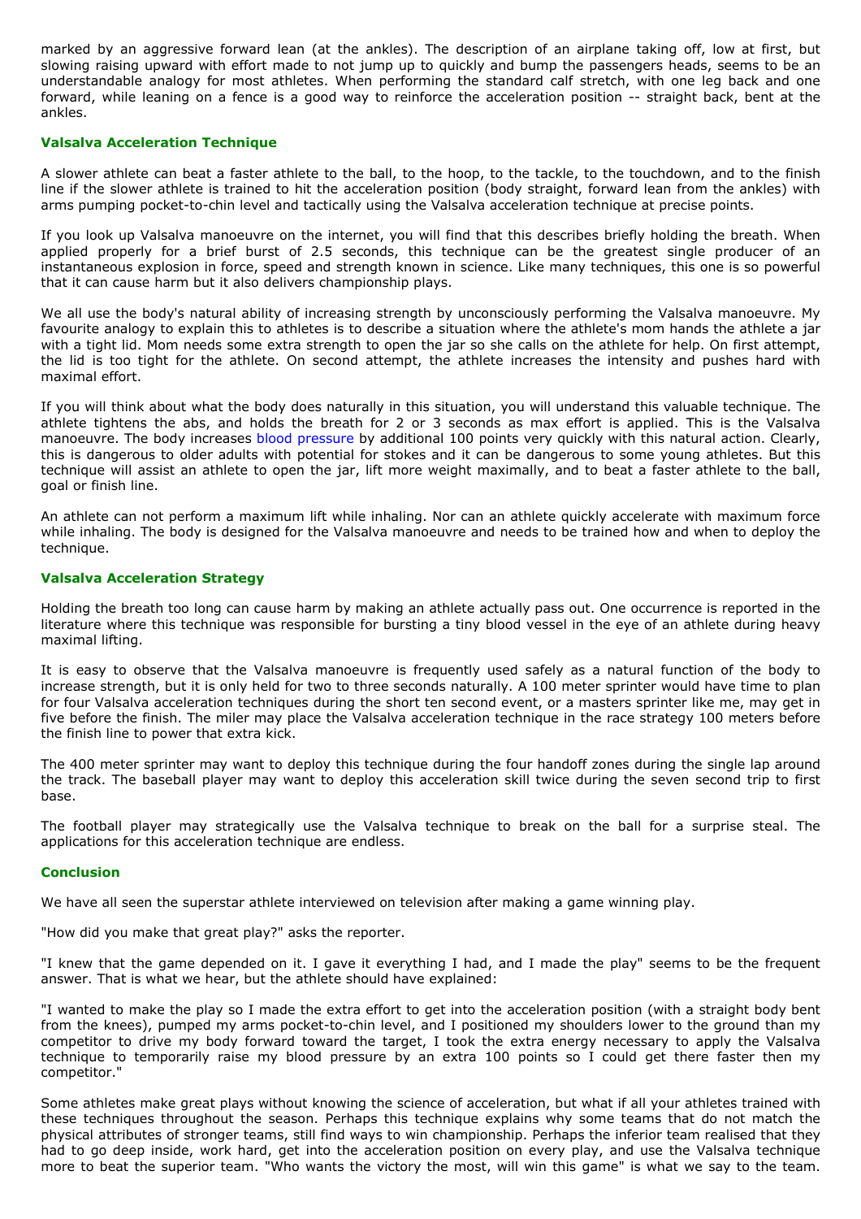marked by an aggressive forward lean (at the ankles). The description of an airplane taking off, low at first, but slowing raising upward with effort made to not jump up to quickly and bump the passengers heads, seems to be an understandable analogy for most athletes. When performing the standard calf stretch, with one leg back and one forward, while leaning on a fence is a good way to reinforce the acceleration position -- straight back, bent at the ankles.

### Valsalva Acceleration Technique

A slower athlete can beat a faster athlete to the ball, to the hoop, to the tackle, to the touchdown, and to the finish line if the slower athlete is trained to hit the acceleration position (body straight, forward lean from the ankles) with arms pumping pocket-to-chin level and tactically using the Valsalva acceleration technique at precise points.

If you look up Valsalva manoeuvre on the internet, you will find that this describes briefly holding the breath. When applied properly for a brief burst of 2.5 seconds, this technique can be the greatest single producer of an instantaneous explosion in force, speed and strength known in science. Like many techniques, this one is so powerful that it can cause harm but it also delivers championship plays.

We all use the body's natural ability of increasing strength by unconsciously performing the Valsalva manoeuvre. My favourite analogy to explain this to athletes is to describe a situation where the athlete's mom hands the athlete a jar with a tight lid. Mom needs some extra strength to open the jar so she calls on the athlete for help. On first attempt, the lid is too tight for the athlete. On second attempt, the athlete increases the intensity and pushes hard with maximal effort.

If you will think about what the body does naturally in this situation, you will understand this valuable technique. The athlete tightens the abs, and holds the breath for 2 or 3 seconds as max effort is applied. This is the Valsalva manoeuvre. The body increases blood pressure by additional 100 points very quickly with this natural action. Clearly, this is dangerous to older adults with potential for stokes and it can be dangerous to some young athletes. But this technique will assist an athlete to open the jar, lift more weight maximally, and to beat a faster athlete to the ball, goal or finish line.

An athlete can not perform a maximum lift while inhaling. Nor can an athlete quickly accelerate with maximum force while inhaling. The body is designed for the Valsalva manoeuvre and needs to be trained how and when to deploy the technique.

### Valsalva Acceleration Strategy

Holding the breath too long can cause harm by making an athlete actually pass out. One occurrence is reported in the literature where this technique was responsible for bursting a tiny blood vessel in the eye of an athlete during heavy maximal lifting.

It is easy to observe that the Valsalva manoeuvre is frequently used safely as a natural function of the body to increase strength, but it is only held for two to three seconds naturally. A 100 meter sprinter would have time to plan for four Valsalva acceleration techniques during the short ten second event, or a masters sprinter like me, may get in five before the finish. The miler may place the Valsalva acceleration technique in the race strategy 100 meters before the finish line to power that extra kick.

The 400 meter sprinter may want to deploy this technique during the four handoff zones during the single lap around the track. The baseball player may want to deploy this acceleration skill twice during the seven second trip to first base.

The football player may strategically use the Valsalva technique to break on the ball for a surprise steal. The applications for this acceleration technique are endless.

### Conclusion

We have all seen the superstar athlete interviewed on television after making a game winning play.

"How did you make that great play?" asks the reporter.

"I knew that the game depended on it. I gave it everything I had, and I made the play" seems to be the frequent answer. That is what we hear, but the athlete should have explained:

"I wanted to make the play so I made the extra effort to get into the acceleration position (with a straight body bent from the knees), pumped my arms pocket-to-chin level, and I positioned my shoulders lower to the ground than my competitor to drive my body forward toward the target, I took the extra energy necessary to apply the Valsalva technique to temporarily raise my blood pressure by an extra 100 points so I could get there faster then my competitor."

Some athletes make great plays without knowing the science of acceleration, but what if all your athletes trained with these techniques throughout the season. Perhaps this technique explains why some teams that do not match the physical attributes of stronger teams, still find ways to win championship. Perhaps the inferior team realised that they had to go deep inside, work hard, get into the acceleration position on every play, and use the Valsalva technique more to beat the superior team. "Who wants the victory the most, will win this game" is what we say to the team.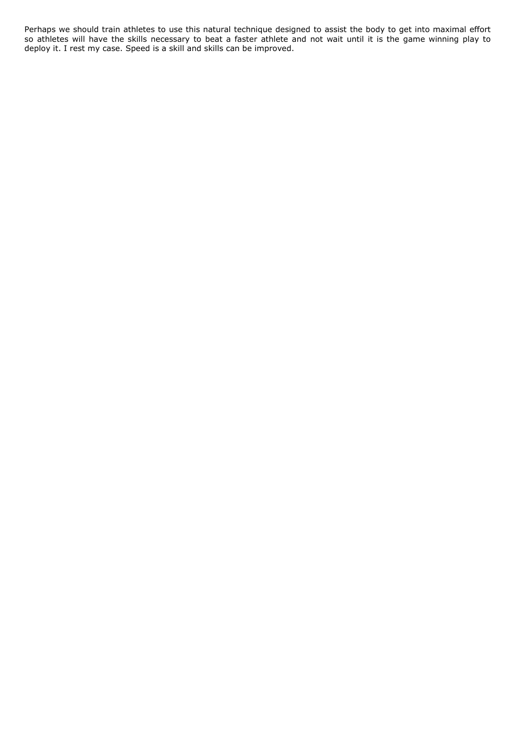Perhaps we should train athletes to use this natural technique designed to assist the body to get into maximal effort so athletes will have the skills necessary to beat a faster athlete and not wait until it is the game winning play to deploy it. I rest my case. Speed is a skill and skills can be improved.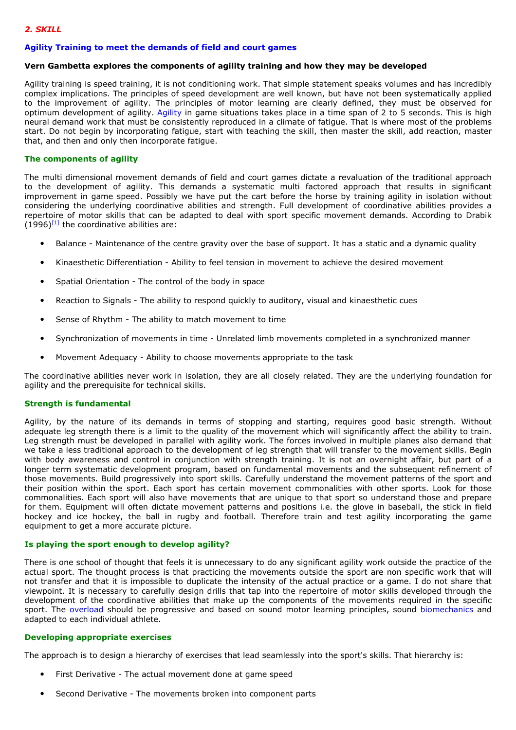## 2. SKILL

### Agility Training to meet the demands of field and court games

**Vern Gambetta explores the components of agility training and how they may be developed**

Agility training is speed training, it is not conditioning work. That simple statement speaks volumes and has incredibly complex implications. The principles of speed development are well known, but have not been systematically applied to the improvement of agility. The principles of motor learning are clearly defined, they must be observed for optimum development of agility. Agility in game situations takes place in a time span of 2 to 5 seconds. This is high neural demand work that must be consistently reproduced in a climate of fatigue. That is where most of the problems start. Do not begin by incorporating fatigue, start with teaching the skill, then master the skill, add reaction, master that, and then and only then incorporate fatigue.

#### The components of agility

The multi dimensional movement demands of field and court games dictate a revaluation of the traditional approach to the development of agility. This demands a systematic multi factored approach that results in significant improvement in game speed. Possibly we have put the cart before the horse by training agility in isolation without considering the underlying coordinative abilities and strength. Full development of coordinative abilities provides a repertoire of motor skills that can be adapted to deal with sport specific movement demands. According to Drabik (1996)[1] the coordinative abilities are:

- Balance - Maintenance of the centre gravity over the base of support. It has a static and a dynamic quality
- Kinaesthetic Differentiation - Ability to feel tension in movement to achieve the desired movement
- Spatial Orientation - The control of the body in space
- Reaction to Signals - The ability to respond quickly to auditory, visual and kinaesthetic cues
- Sense of Rhythm - The ability to match movement to time
- Synchronization of movements in time - Unrelated limb movements completed in a synchronized manner
- Movement Adequacy - Ability to choose movements appropriate to the task

The coordinative abilities never work in isolation, they are all closely related. They are the underlying foundation for agility and the prerequisite for technical skills.

#### Strength is fundamental

Agility, by the nature of its demands in terms of stopping and starting, requires good basic strength. Without adequate leg strength there is a limit to the quality of the movement which will significantly affect the ability to train. Leg strength must be developed in parallel with agility work. The forces involved in multiple planes also demand that we take a less traditional approach to the development of leg strength that will transfer to the movement skills. Begin with body awareness and control in conjunction with strength training. It is not an overnight affair, but part of a longer term systematic development program, based on fundamental movements and the subsequent refinement of those movements. Build progressively into sport skills. Carefully understand the movement patterns of the sport and their position within the sport. Each sport has certain movement commonalities with other sports. Look for those commonalities. Each sport will also have movements that are unique to that sport so understand those and prepare for them. Equipment will often dictate movement patterns and positions i.e. the glove in baseball, the stick in field hockey and ice hockey, the ball in rugby and football. Therefore train and test agility incorporating the game equipment to get a more accurate picture.

#### Is playing the sport enough to develop agility?

There is one school of thought that feels it is unnecessary to do any significant agility work outside the practice of the actual sport. The thought process is that practicing the movements outside the sport are non specific work that will not transfer and that it is impossible to duplicate the intensity of the actual practice or a game. I do not share that viewpoint. It is necessary to carefully design drills that tap into the repertoire of motor skills developed through the development of the coordinative abilities that make up the components of the movements required in the specific sport. The overload should be progressive and based on sound motor learning principles, sound biomechanics and adapted to each individual athlete.

#### Developing appropriate exercises

The approach is to design a hierarchy of exercises that lead seamlessly into the sport's skills. That hierarchy is:

- First Derivative - The actual movement done at game speed
- Second Derivative - The movements broken into component parts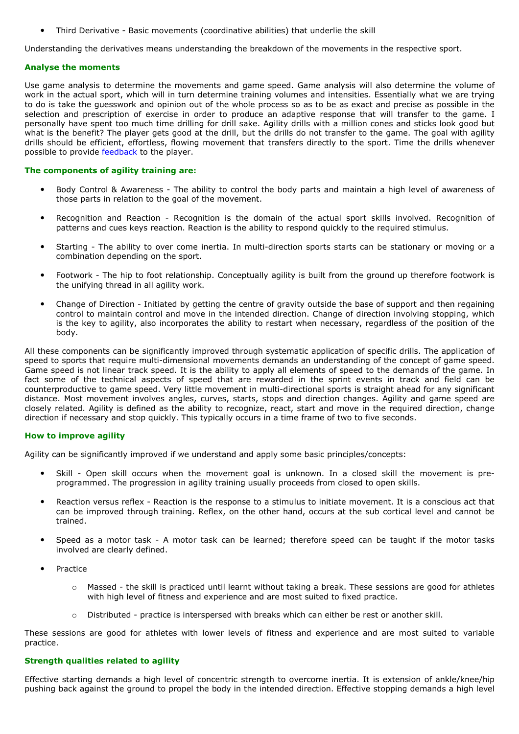- Third Derivative - Basic movements (coordinative abilities) that underlie the skill

Understanding the derivatives means understanding the breakdown of the movements in the respective sport.

### Analyse the moments

Use game analysis to determine the movements and game speed. Game analysis will also determine the volume of work in the actual sport, which will in turn determine training volumes and intensities. Essentially what we are trying to do is take the guesswork and opinion out of the whole process so as to be as exact and precise as possible in the selection and prescription of exercise in order to produce an adaptive response that will transfer to the game. I personally have spent too much time drilling for drill sake. Agility drills with a million cones and sticks look good but what is the benefit? The player gets good at the drill, but the drills do not transfer to the game. The goal with agility drills should be efficient, effortless, flowing movement that transfers directly to the sport. Time the drills whenever possible to provide feedback to the player.

### The components of agility training are:

- Body Control & Awareness - The ability to control the body parts and maintain a high level of awareness of those parts in relation to the goal of the movement.
- Recognition and Reaction - Recognition is the domain of the actual sport skills involved. Recognition of patterns and cues keys reaction. Reaction is the ability to respond quickly to the required stimulus.
- Starting - The ability to over come inertia. In multi-direction sports starts can be stationary or moving or a combination depending on the sport.
- Footwork - The hip to foot relationship. Conceptually agility is built from the ground up therefore footwork is the unifying thread in all agility work.
- Change of Direction - Initiated by getting the centre of gravity outside the base of support and then regaining control to maintain control and move in the intended direction. Change of direction involving stopping, which is the key to agility, also incorporates the ability to restart when necessary, regardless of the position of the body.

All these components can be significantly improved through systematic application of specific drills. The application of speed to sports that require multi-dimensional movements demands an understanding of the concept of game speed. Game speed is not linear track speed. It is the ability to apply all elements of speed to the demands of the game. In fact some of the technical aspects of speed that are rewarded in the sprint events in track and field can be counterproductive to game speed. Very little movement in multi-directional sports is straight ahead for any significant distance. Most movement involves angles, curves, starts, stops and direction changes. Agility and game speed are closely related. Agility is defined as the ability to recognize, react, start and move in the required direction, change direction if necessary and stop quickly. This typically occurs in a time frame of two to five seconds.

### How to improve agility

Agility can be significantly improved if we understand and apply some basic principles/concepts:

- Skill - Open skill occurs when the movement goal is unknown. In a closed skill the movement is pre-programmed. The progression in agility training usually proceeds from closed to open skills.
- Reaction versus reflex - Reaction is the response to a stimulus to initiate movement. It is a conscious act that can be improved through training. Reflex, on the other hand, occurs at the sub cortical level and cannot be trained.
- Speed as a motor task - A motor task can be learned; therefore speed can be taught if the motor tasks involved are clearly defined.
- Practice
    - Massed - the skill is practiced until learnt without taking a break. These sessions are good for athletes with high level of fitness and experience and are most suited to fixed practice.
    - Distributed - practice is interspersed with breaks which can either be rest or another skill.

These sessions are good for athletes with lower levels of fitness and experience and are most suited to variable practice.

### Strength qualities related to agility

Effective starting demands a high level of concentric strength to overcome inertia. It is extension of ankle/knee/hip pushing back against the ground to propel the body in the intended direction. Effective stopping demands a high level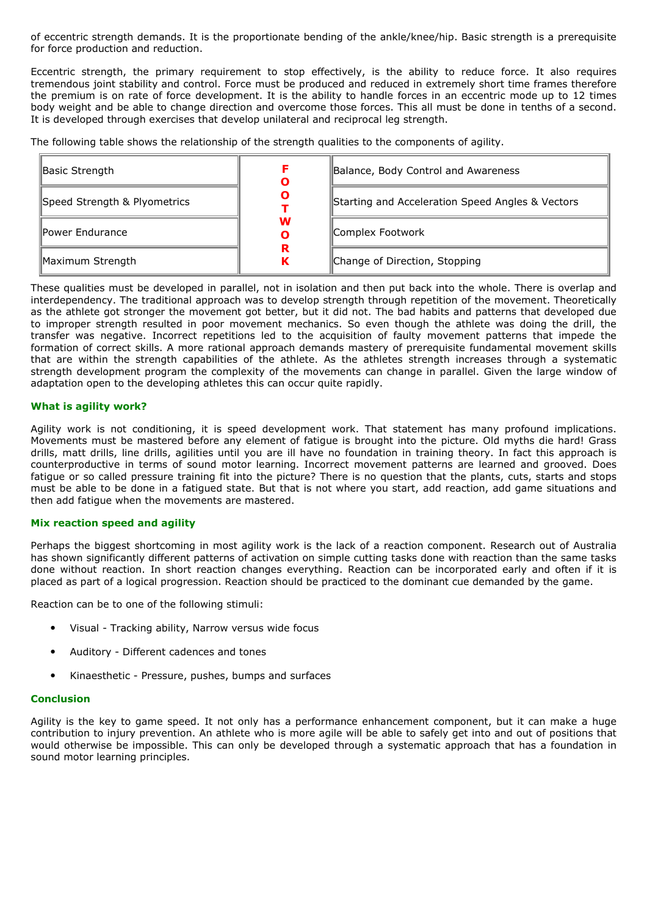of eccentric strength demands. It is the proportionate bending of the ankle/knee/hip. Basic strength is a prerequisite for force production and reduction.

Eccentric strength, the primary requirement to stop effectively, is the ability to reduce force. It also requires tremendous joint stability and control. Force must be produced and reduced in extremely short time frames therefore the premium is on rate of force development. It is the ability to handle forces in an eccentric mode up to 12 times body weight and be able to change direction and overcome those forces. This all must be done in tenths of a second. It is developed through exercises that develop unilateral and reciprocal leg strength.

The following table shows the relationship of the strength qualities to the components of agility.

| | | |
|---|---|---|
| Basic Strength | **F O O T W O R K** | Balance, Body Control and Awareness |
| Speed Strength & Plyometrics | | Starting and Acceleration Speed Angles & Vectors |
| Power Endurance | | Complex Footwork |
| Maximum Strength | | Change of Direction, Stopping |

These qualities must be developed in parallel, not in isolation and then put back into the whole. There is overlap and interdependency. The traditional approach was to develop strength through repetition of the movement. Theoretically as the athlete got stronger the movement got better, but it did not. The bad habits and patterns that developed due to improper strength resulted in poor movement mechanics. So even though the athlete was doing the drill, the transfer was negative. Incorrect repetitions led to the acquisition of faulty movement patterns that impede the formation of correct skills. A more rational approach demands mastery of prerequisite fundamental movement skills that are within the strength capabilities of the athlete. As the athletes strength increases through a systematic strength development program the complexity of the movements can change in parallel. Given the large window of adaptation open to the developing athletes this can occur quite rapidly.

### What is agility work?

Agility work is not conditioning, it is speed development work. That statement has many profound implications. Movements must be mastered before any element of fatigue is brought into the picture. Old myths die hard! Grass drills, matt drills, line drills, agilities until you are ill have no foundation in training theory. In fact this approach is counterproductive in terms of sound motor learning. Incorrect movement patterns are learned and grooved. Does fatigue or so called pressure training fit into the picture? There is no question that the plants, cuts, starts and stops must be able to be done in a fatigued state. But that is not where you start, add reaction, add game situations and then add fatigue when the movements are mastered.

### Mix reaction speed and agility

Perhaps the biggest shortcoming in most agility work is the lack of a reaction component. Research out of Australia has shown significantly different patterns of activation on simple cutting tasks done with reaction than the same tasks done without reaction. In short reaction changes everything. Reaction can be incorporated early and often if it is placed as part of a logical progression. Reaction should be practiced to the dominant cue demanded by the game.

Reaction can be to one of the following stimuli:

- Visual - Tracking ability, Narrow versus wide focus
- Auditory - Different cadences and tones
- Kinaesthetic - Pressure, pushes, bumps and surfaces

### Conclusion

Agility is the key to game speed. It not only has a performance enhancement component, but it can make a huge contribution to injury prevention. An athlete who is more agile will be able to safely get into and out of positions that would otherwise be impossible. This can only be developed through a systematic approach that has a foundation in sound motor learning principles.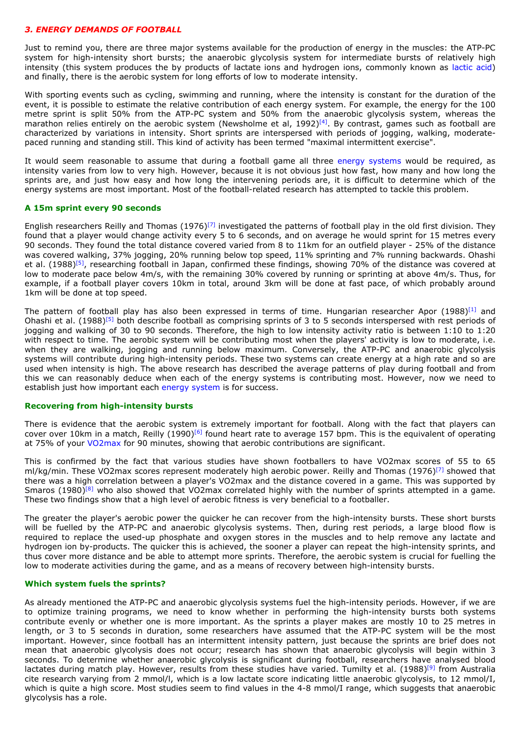## *3. ENERGY DEMANDS OF FOOTBALL*

Just to remind you, there are three major systems available for the production of energy in the muscles: the ATP-PC system for high-intensity short bursts; the anaerobic glycolysis system for intermediate bursts of relatively high intensity (this system produces the by products of lactate ions and hydrogen ions, commonly known as lactic acid) and finally, there is the aerobic system for long efforts of low to moderate intensity.

With sporting events such as cycling, swimming and running, where the intensity is constant for the duration of the event, it is possible to estimate the relative contribution of each energy system. For example, the energy for the 100 metre sprint is split 50% from the ATP-PC system and 50% from the anaerobic glycolysis system, whereas the marathon relies entirely on the aerobic system (Newsholme et al, 1992)[4]. By contrast, games such as football are characterized by variations in intensity. Short sprints are interspersed with periods of jogging, walking, moderate-paced running and standing still. This kind of activity has been termed "maximal intermittent exercise".

It would seem reasonable to assume that during a football game all three energy systems would be required, as intensity varies from low to very high. However, because it is not obvious just how fast, how many and how long the sprints are, and just how easy and how long the intervening periods are, it is difficult to determine which of the energy systems are most important. Most of the football-related research has attempted to tackle this problem.

### A 15m sprint every 90 seconds

English researchers Reilly and Thomas (1976)[7] investigated the patterns of football play in the old first division. They found that a player would change activity every 5 to 6 seconds, and on average he would sprint for 15 metres every 90 seconds. They found the total distance covered varied from 8 to 11km for an outfield player - 25% of the distance was covered walking, 37% jogging, 20% running below top speed, 11% sprinting and 7% running backwards. Ohashi et al. (1988)[5], researching football in Japan, confirmed these findings, showing 70% of the distance was covered at low to moderate pace below 4m/s, with the remaining 30% covered by running or sprinting at above 4m/s. Thus, for example, if a football player covers 10km in total, around 3km will be done at fast pace, of which probably around 1km will be done at top speed.

The pattern of football play has also been expressed in terms of time. Hungarian researcher Apor (1988)[1] and Ohashi et al. (1988)[5] both describe football as comprising sprints of 3 to 5 seconds interspersed with rest periods of jogging and walking of 30 to 90 seconds. Therefore, the high to low intensity activity ratio is between 1:10 to 1:20 with respect to time. The aerobic system will be contributing most when the players' activity is low to moderate, i.e. when they are walking, jogging and running below maximum. Conversely, the ATP-PC and anaerobic glycolysis systems will contribute during high-intensity periods. These two systems can create energy at a high rate and so are used when intensity is high. The above research has described the average patterns of play during football and from this we can reasonably deduce when each of the energy systems is contributing most. However, now we need to establish just how important each energy system is for success.

### Recovering from high-intensity bursts

There is evidence that the aerobic system is extremely important for football. Along with the fact that players can cover over 10km in a match, Reilly (1990)[6] found heart rate to average 157 bpm. This is the equivalent of operating at 75% of your VO2max for 90 minutes, showing that aerobic contributions are significant.

This is confirmed by the fact that various studies have shown footballers to have VO2max scores of 55 to 65 ml/kg/min. These VO2max scores represent moderately high aerobic power. Reilly and Thomas (1976)[7] showed that there was a high correlation between a player's VO2max and the distance covered in a game. This was supported by Smaros (1980)[8] who also showed that VO2max correlated highly with the number of sprints attempted in a game. These two findings show that a high level of aerobic fitness is very beneficial to a footballer.

The greater the player's aerobic power the quicker he can recover from the high-intensity bursts. These short bursts will be fuelled by the ATP-PC and anaerobic glycolysis systems. Then, during rest periods, a large blood flow is required to replace the used-up phosphate and oxygen stores in the muscles and to help remove any lactate and hydrogen ion by-products. The quicker this is achieved, the sooner a player can repeat the high-intensity sprints, and thus cover more distance and be able to attempt more sprints. Therefore, the aerobic system is crucial for fuelling the low to moderate activities during the game, and as a means of recovery between high-intensity bursts.

### Which system fuels the sprints?

As already mentioned the ATP-PC and anaerobic glycolysis systems fuel the high-intensity periods. However, if we are to optimize training programs, we need to know whether in performing the high-intensity bursts both systems contribute evenly or whether one is more important. As the sprints a player makes are mostly 10 to 25 metres in length, or 3 to 5 seconds in duration, some researchers have assumed that the ATP-PC system will be the most important. However, since football has an intermittent intensity pattern, just because the sprints are brief does not mean that anaerobic glycolysis does not occur; research has shown that anaerobic glycolysis will begin within 3 seconds. To determine whether anaerobic glycolysis is significant during football, researchers have analysed blood lactates during match play. However, results from these studies have varied. Tumilty et al. (1988)[9] from Australia cite research varying from 2 mmol/l, which is a low lactate score indicating little anaerobic glycolysis, to 12 mmol/I, which is quite a high score. Most studies seem to find values in the 4-8 mmol/I range, which suggests that anaerobic glycolysis has a role.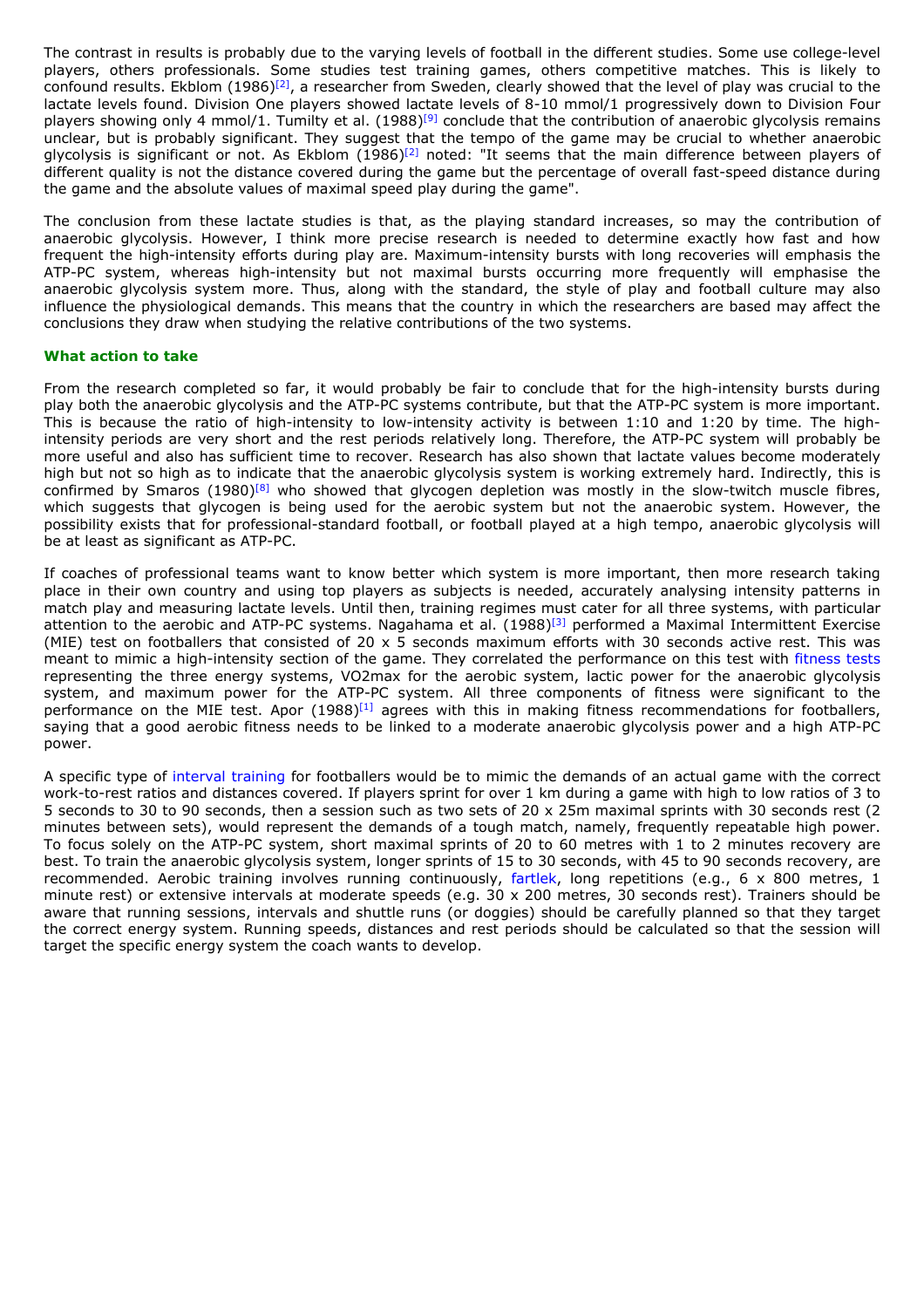The contrast in results is probably due to the varying levels of football in the different studies. Some use college-level players, others professionals. Some studies test training games, others competitive matches. This is likely to confound results. Ekblom (1986)[2], a researcher from Sweden, clearly showed that the level of play was crucial to the lactate levels found. Division One players showed lactate levels of 8-10 mmol/1 progressively down to Division Four players showing only 4 mmol/1. Tumilty et al. (1988)[9] conclude that the contribution of anaerobic glycolysis remains unclear, but is probably significant. They suggest that the tempo of the game may be crucial to whether anaerobic glycolysis is significant or not. As Ekblom (1986)[2] noted: "It seems that the main difference between players of different quality is not the distance covered during the game but the percentage of overall fast-speed distance during the game and the absolute values of maximal speed play during the game".

The conclusion from these lactate studies is that, as the playing standard increases, so may the contribution of anaerobic glycolysis. However, I think more precise research is needed to determine exactly how fast and how frequent the high-intensity efforts during play are. Maximum-intensity bursts with long recoveries will emphasis the ATP-PC system, whereas high-intensity but not maximal bursts occurring more frequently will emphasise the anaerobic glycolysis system more. Thus, along with the standard, the style of play and football culture may also influence the physiological demands. This means that the country in which the researchers are based may affect the conclusions they draw when studying the relative contributions of the two systems.

**What action to take**

From the research completed so far, it would probably be fair to conclude that for the high-intensity bursts during play both the anaerobic glycolysis and the ATP-PC systems contribute, but that the ATP-PC system is more important. This is because the ratio of high-intensity to low-intensity activity is between 1:10 and 1:20 by time. The high-intensity periods are very short and the rest periods relatively long. Therefore, the ATP-PC system will probably be more useful and also has sufficient time to recover. Research has also shown that lactate values become moderately high but not so high as to indicate that the anaerobic glycolysis system is working extremely hard. Indirectly, this is confirmed by Smaros (1980)[8] who showed that glycogen depletion was mostly in the slow-twitch muscle fibres, which suggests that glycogen is being used for the aerobic system but not the anaerobic system. However, the possibility exists that for professional-standard football, or football played at a high tempo, anaerobic glycolysis will be at least as significant as ATP-PC.

If coaches of professional teams want to know better which system is more important, then more research taking place in their own country and using top players as subjects is needed, accurately analysing intensity patterns in match play and measuring lactate levels. Until then, training regimes must cater for all three systems, with particular attention to the aerobic and ATP-PC systems. Nagahama et al. (1988)[3] performed a Maximal Intermittent Exercise (MIE) test on footballers that consisted of 20 x 5 seconds maximum efforts with 30 seconds active rest. This was meant to mimic a high-intensity section of the game. They correlated the performance on this test with fitness tests representing the three energy systems, VO2max for the aerobic system, lactic power for the anaerobic glycolysis system, and maximum power for the ATP-PC system. All three components of fitness were significant to the performance on the MIE test. Apor (1988)[1] agrees with this in making fitness recommendations for footballers, saying that a good aerobic fitness needs to be linked to a moderate anaerobic glycolysis power and a high ATP-PC power.

A specific type of interval training for footballers would be to mimic the demands of an actual game with the correct work-to-rest ratios and distances covered. If players sprint for over 1 km during a game with high to low ratios of 3 to 5 seconds to 30 to 90 seconds, then a session such as two sets of 20 x 25m maximal sprints with 30 seconds rest (2 minutes between sets), would represent the demands of a tough match, namely, frequently repeatable high power. To focus solely on the ATP-PC system, short maximal sprints of 20 to 60 metres with 1 to 2 minutes recovery are best. To train the anaerobic glycolysis system, longer sprints of 15 to 30 seconds, with 45 to 90 seconds recovery, are recommended. Aerobic training involves running continuously, fartlek, long repetitions (e.g., 6 x 800 metres, 1 minute rest) or extensive intervals at moderate speeds (e.g. 30 x 200 metres, 30 seconds rest). Trainers should be aware that running sessions, intervals and shuttle runs (or doggies) should be carefully planned so that they target the correct energy system. Running speeds, distances and rest periods should be calculated so that the session will target the specific energy system the coach wants to develop.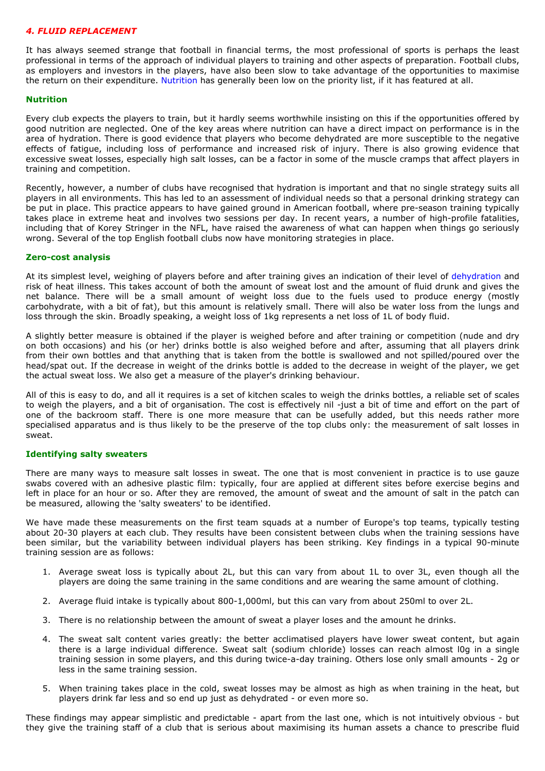## *4. FLUID REPLACEMENT*

It has always seemed strange that football in financial terms, the most professional of sports is perhaps the least professional in terms of the approach of individual players to training and other aspects of preparation. Football clubs, as employers and investors in the players, have also been slow to take advantage of the opportunities to maximise the return on their expenditure. Nutrition has generally been low on the priority list, if it has featured at all.

### Nutrition

Every club expects the players to train, but it hardly seems worthwhile insisting on this if the opportunities offered by good nutrition are neglected. One of the key areas where nutrition can have a direct impact on performance is in the area of hydration. There is good evidence that players who become dehydrated are more susceptible to the negative effects of fatigue, including loss of performance and increased risk of injury. There is also growing evidence that excessive sweat losses, especially high salt losses, can be a factor in some of the muscle cramps that affect players in training and competition.

Recently, however, a number of clubs have recognised that hydration is important and that no single strategy suits all players in all environments. This has led to an assessment of individual needs so that a personal drinking strategy can be put in place. This practice appears to have gained ground in American football, where pre-season training typically takes place in extreme heat and involves two sessions per day. In recent years, a number of high-profile fatalities, including that of Korey Stringer in the NFL, have raised the awareness of what can happen when things go seriously wrong. Several of the top English football clubs now have monitoring strategies in place.

### Zero-cost analysis

At its simplest level, weighing of players before and after training gives an indication of their level of dehydration and risk of heat illness. This takes account of both the amount of sweat lost and the amount of fluid drunk and gives the net balance. There will be a small amount of weight loss due to the fuels used to produce energy (mostly carbohydrate, with a bit of fat), but this amount is relatively small. There will also be water loss from the lungs and loss through the skin. Broadly speaking, a weight loss of 1kg represents a net loss of 1L of body fluid.

A slightly better measure is obtained if the player is weighed before and after training or competition (nude and dry on both occasions) and his (or her) drinks bottle is also weighed before and after, assuming that all players drink from their own bottles and that anything that is taken from the bottle is swallowed and not spilled/poured over the head/spat out. If the decrease in weight of the drinks bottle is added to the decrease in weight of the player, we get the actual sweat loss. We also get a measure of the player's drinking behaviour.

All of this is easy to do, and all it requires is a set of kitchen scales to weigh the drinks bottles, a reliable set of scales to weigh the players, and a bit of organisation. The cost is effectively nil -just a bit of time and effort on the part of one of the backroom staff. There is one more measure that can be usefully added, but this needs rather more specialised apparatus and is thus likely to be the preserve of the top clubs only: the measurement of salt losses in sweat.

### Identifying salty sweaters

There are many ways to measure salt losses in sweat. The one that is most convenient in practice is to use gauze swabs covered with an adhesive plastic film: typically, four are applied at different sites before exercise begins and left in place for an hour or so. After they are removed, the amount of sweat and the amount of salt in the patch can be measured, allowing the 'salty sweaters' to be identified.

We have made these measurements on the first team squads at a number of Europe's top teams, typically testing about 20-30 players at each club. They results have been consistent between clubs when the training sessions have been similar, but the variability between individual players has been striking. Key findings in a typical 90-minute training session are as follows:

1. Average sweat loss is typically about 2L, but this can vary from about 1L to over 3L, even though all the players are doing the same training in the same conditions and are wearing the same amount of clothing.
2. Average fluid intake is typically about 800-1,000ml, but this can vary from about 250ml to over 2L.
3. There is no relationship between the amount of sweat a player loses and the amount he drinks.
4. The sweat salt content varies greatly: the better acclimatised players have lower sweat content, but again there is a large individual difference. Sweat salt (sodium chloride) losses can reach almost l0g in a single training session in some players, and this during twice-a-day training. Others lose only small amounts - 2g or less in the same training session.
5. When training takes place in the cold, sweat losses may be almost as high as when training in the heat, but players drink far less and so end up just as dehydrated - or even more so.

These findings may appear simplistic and predictable - apart from the last one, which is not intuitively obvious - but they give the training staff of a club that is serious about maximising its human assets a chance to prescribe fluid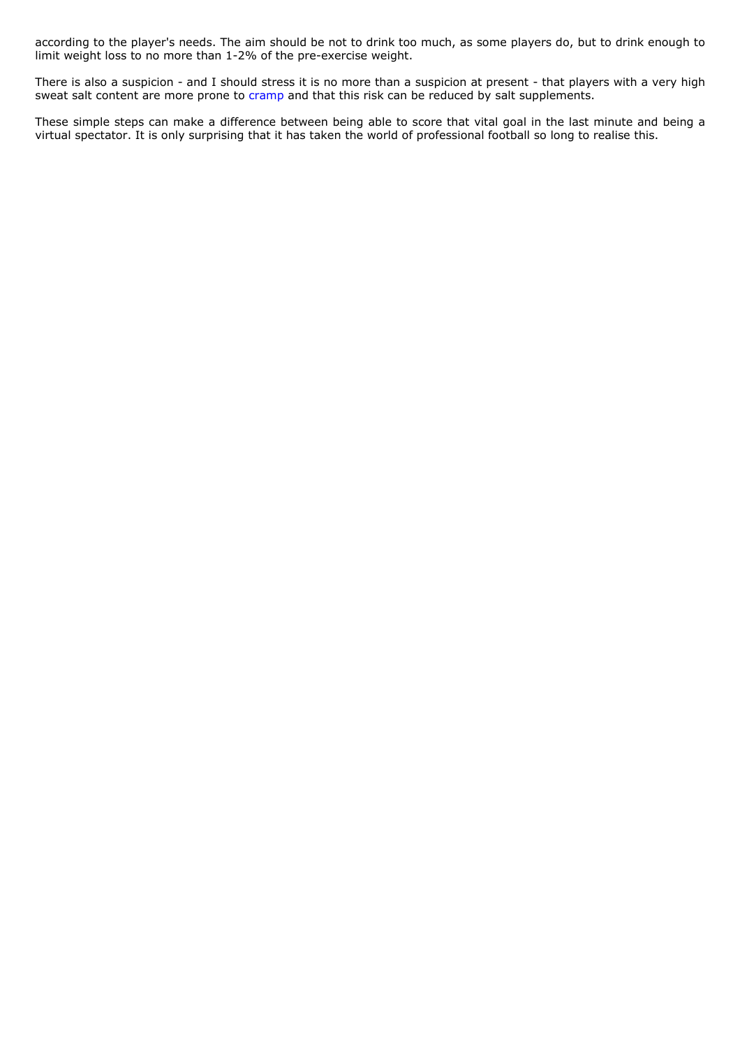according to the player's needs. The aim should be not to drink too much, as some players do, but to drink enough to limit weight loss to no more than 1-2% of the pre-exercise weight.

There is also a suspicion - and I should stress it is no more than a suspicion at present - that players with a very high sweat salt content are more prone to cramp and that this risk can be reduced by salt supplements.

These simple steps can make a difference between being able to score that vital goal in the last minute and being a virtual spectator. It is only surprising that it has taken the world of professional football so long to realise this.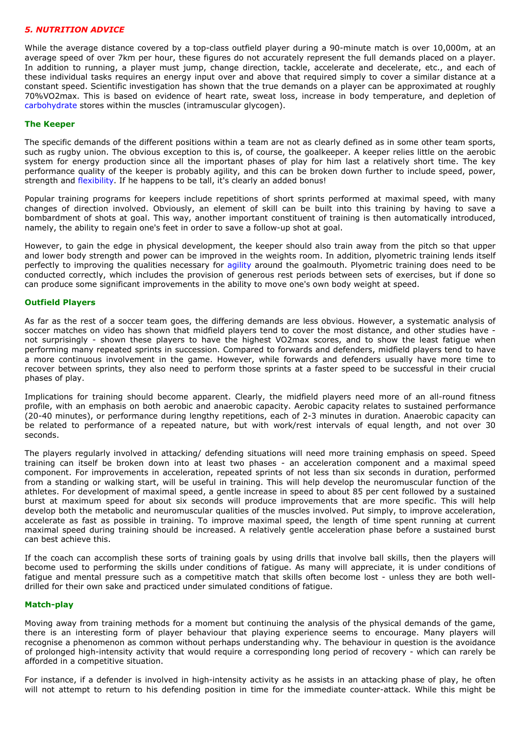## *5. NUTRITION ADVICE*

While the average distance covered by a top-class outfield player during a 90-minute match is over 10,000m, at an average speed of over 7km per hour, these figures do not accurately represent the full demands placed on a player. In addition to running, a player must jump, change direction, tackle, accelerate and decelerate, etc., and each of these individual tasks requires an energy input over and above that required simply to cover a similar distance at a constant speed. Scientific investigation has shown that the true demands on a player can be approximated at roughly 70%VO2max. This is based on evidence of heart rate, sweat loss, increase in body temperature, and depletion of carbohydrate stores within the muscles (intramuscular glycogen).

### The Keeper

The specific demands of the different positions within a team are not as clearly defined as in some other team sports, such as rugby union. The obvious exception to this is, of course, the goalkeeper. A keeper relies little on the aerobic system for energy production since all the important phases of play for him last a relatively short time. The key performance quality of the keeper is probably agility, and this can be broken down further to include speed, power, strength and flexibility. If he happens to be tall, it's clearly an added bonus!

Popular training programs for keepers include repetitions of short sprints performed at maximal speed, with many changes of direction involved. Obviously, an element of skill can be built into this training by having to save a bombardment of shots at goal. This way, another important constituent of training is then automatically introduced, namely, the ability to regain one's feet in order to save a follow-up shot at goal.

However, to gain the edge in physical development, the keeper should also train away from the pitch so that upper and lower body strength and power can be improved in the weights room. In addition, plyometric training lends itself perfectly to improving the qualities necessary for agility around the goalmouth. Plyometric training does need to be conducted correctly, which includes the provision of generous rest periods between sets of exercises, but if done so can produce some significant improvements in the ability to move one's own body weight at speed.

### Outfield Players

As far as the rest of a soccer team goes, the differing demands are less obvious. However, a systematic analysis of soccer matches on video has shown that midfield players tend to cover the most distance, and other studies have - not surprisingly - shown these players to have the highest VO2max scores, and to show the least fatigue when performing many repeated sprints in succession. Compared to forwards and defenders, midfield players tend to have a more continuous involvement in the game. However, while forwards and defenders usually have more time to recover between sprints, they also need to perform those sprints at a faster speed to be successful in their crucial phases of play.

Implications for training should become apparent. Clearly, the midfield players need more of an all-round fitness profile, with an emphasis on both aerobic and anaerobic capacity. Aerobic capacity relates to sustained performance (20-40 minutes), or performance during lengthy repetitions, each of 2-3 minutes in duration. Anaerobic capacity can be related to performance of a repeated nature, but with work/rest intervals of equal length, and not over 30 seconds.

The players regularly involved in attacking/ defending situations will need more training emphasis on speed. Speed training can itself be broken down into at least two phases - an acceleration component and a maximal speed component. For improvements in acceleration, repeated sprints of not less than six seconds in duration, performed from a standing or walking start, will be useful in training. This will help develop the neuromuscular function of the athletes. For development of maximal speed, a gentle increase in speed to about 85 per cent followed by a sustained burst at maximum speed for about six seconds will produce improvements that are more specific. This will help develop both the metabolic and neuromuscular qualities of the muscles involved. Put simply, to improve acceleration, accelerate as fast as possible in training. To improve maximal speed, the length of time spent running at current maximal speed during training should be increased. A relatively gentle acceleration phase before a sustained burst can best achieve this.

If the coach can accomplish these sorts of training goals by using drills that involve ball skills, then the players will become used to performing the skills under conditions of fatigue. As many will appreciate, it is under conditions of fatigue and mental pressure such as a competitive match that skills often become lost - unless they are both well-drilled for their own sake and practiced under simulated conditions of fatigue.

### Match-play

Moving away from training methods for a moment but continuing the analysis of the physical demands of the game, there is an interesting form of player behaviour that playing experience seems to encourage. Many players will recognise a phenomenon as common without perhaps understanding why. The behaviour in question is the avoidance of prolonged high-intensity activity that would require a corresponding long period of recovery - which can rarely be afforded in a competitive situation.

For instance, if a defender is involved in high-intensity activity as he assists in an attacking phase of play, he often will not attempt to return to his defending position in time for the immediate counter-attack. While this might be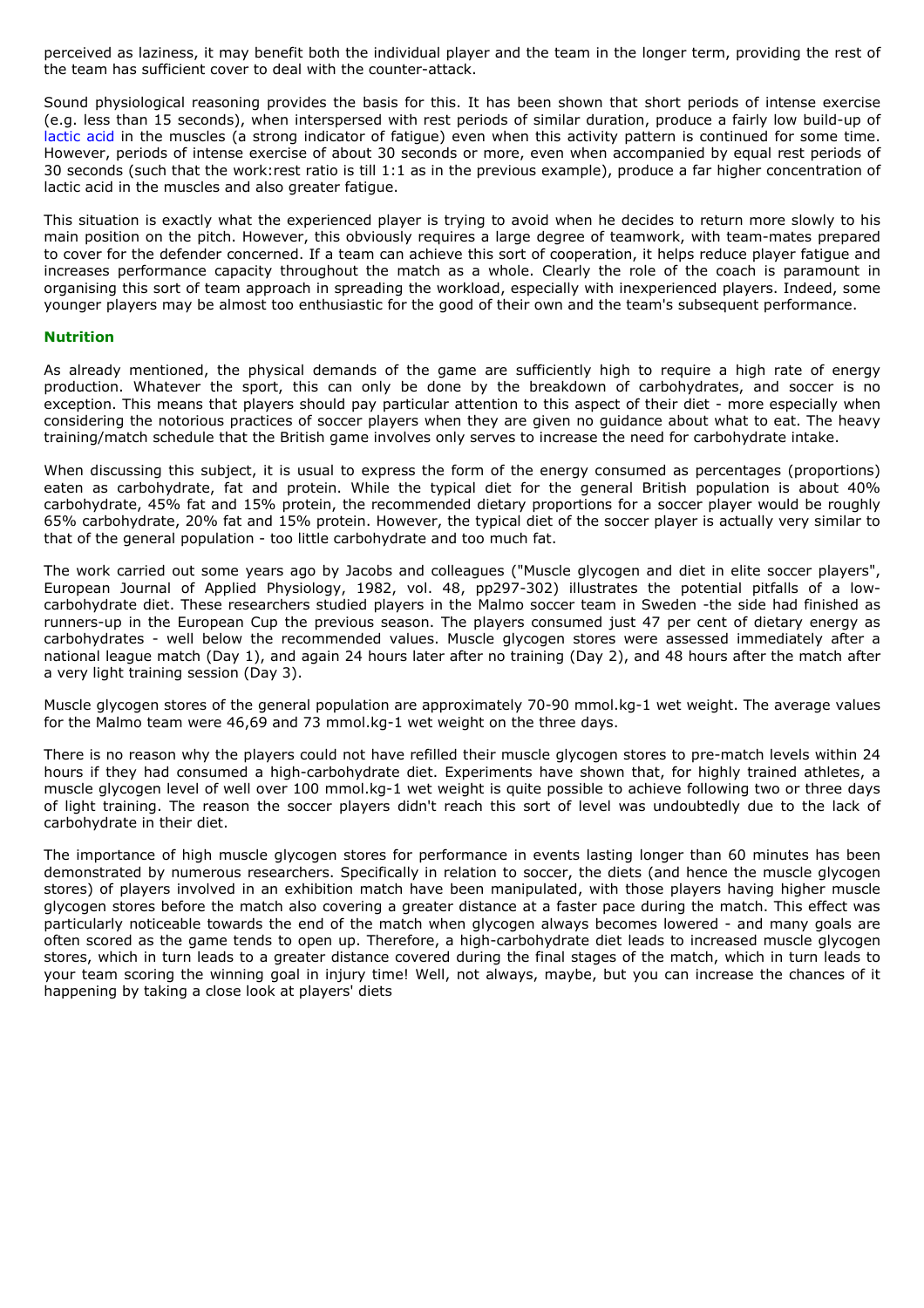perceived as laziness, it may benefit both the individual player and the team in the longer term, providing the rest of the team has sufficient cover to deal with the counter-attack.

Sound physiological reasoning provides the basis for this. It has been shown that short periods of intense exercise (e.g. less than 15 seconds), when interspersed with rest periods of similar duration, produce a fairly low build-up of lactic acid in the muscles (a strong indicator of fatigue) even when this activity pattern is continued for some time. However, periods of intense exercise of about 30 seconds or more, even when accompanied by equal rest periods of 30 seconds (such that the work:rest ratio is till 1:1 as in the previous example), produce a far higher concentration of lactic acid in the muscles and also greater fatigue.

This situation is exactly what the experienced player is trying to avoid when he decides to return more slowly to his main position on the pitch. However, this obviously requires a large degree of teamwork, with team-mates prepared to cover for the defender concerned. If a team can achieve this sort of cooperation, it helps reduce player fatigue and increases performance capacity throughout the match as a whole. Clearly the role of the coach is paramount in organising this sort of team approach in spreading the workload, especially with inexperienced players. Indeed, some younger players may be almost too enthusiastic for the good of their own and the team's subsequent performance.

## Nutrition

As already mentioned, the physical demands of the game are sufficiently high to require a high rate of energy production. Whatever the sport, this can only be done by the breakdown of carbohydrates, and soccer is no exception. This means that players should pay particular attention to this aspect of their diet - more especially when considering the notorious practices of soccer players when they are given no guidance about what to eat. The heavy training/match schedule that the British game involves only serves to increase the need for carbohydrate intake.

When discussing this subject, it is usual to express the form of the energy consumed as percentages (proportions) eaten as carbohydrate, fat and protein. While the typical diet for the general British population is about 40% carbohydrate, 45% fat and 15% protein, the recommended dietary proportions for a soccer player would be roughly 65% carbohydrate, 20% fat and 15% protein. However, the typical diet of the soccer player is actually very similar to that of the general population - too little carbohydrate and too much fat.

The work carried out some years ago by Jacobs and colleagues ("Muscle glycogen and diet in elite soccer players", European Journal of Applied Physiology, 1982, vol. 48, pp297-302) illustrates the potential pitfalls of a low-carbohydrate diet. These researchers studied players in the Malmo soccer team in Sweden -the side had finished as runners-up in the European Cup the previous season. The players consumed just 47 per cent of dietary energy as carbohydrates - well below the recommended values. Muscle glycogen stores were assessed immediately after a national league match (Day 1), and again 24 hours later after no training (Day 2), and 48 hours after the match after a very light training session (Day 3).

Muscle glycogen stores of the general population are approximately 70-90 mmol.kg-1 wet weight. The average values for the Malmo team were 46,69 and 73 mmol.kg-1 wet weight on the three days.

There is no reason why the players could not have refilled their muscle glycogen stores to pre-match levels within 24 hours if they had consumed a high-carbohydrate diet. Experiments have shown that, for highly trained athletes, a muscle glycogen level of well over 100 mmol.kg-1 wet weight is quite possible to achieve following two or three days of light training. The reason the soccer players didn't reach this sort of level was undoubtedly due to the lack of carbohydrate in their diet.

The importance of high muscle glycogen stores for performance in events lasting longer than 60 minutes has been demonstrated by numerous researchers. Specifically in relation to soccer, the diets (and hence the muscle glycogen stores) of players involved in an exhibition match have been manipulated, with those players having higher muscle glycogen stores before the match also covering a greater distance at a faster pace during the match. This effect was particularly noticeable towards the end of the match when glycogen always becomes lowered - and many goals are often scored as the game tends to open up. Therefore, a high-carbohydrate diet leads to increased muscle glycogen stores, which in turn leads to a greater distance covered during the final stages of the match, which in turn leads to your team scoring the winning goal in injury time! Well, not always, maybe, but you can increase the chances of it happening by taking a close look at players' diets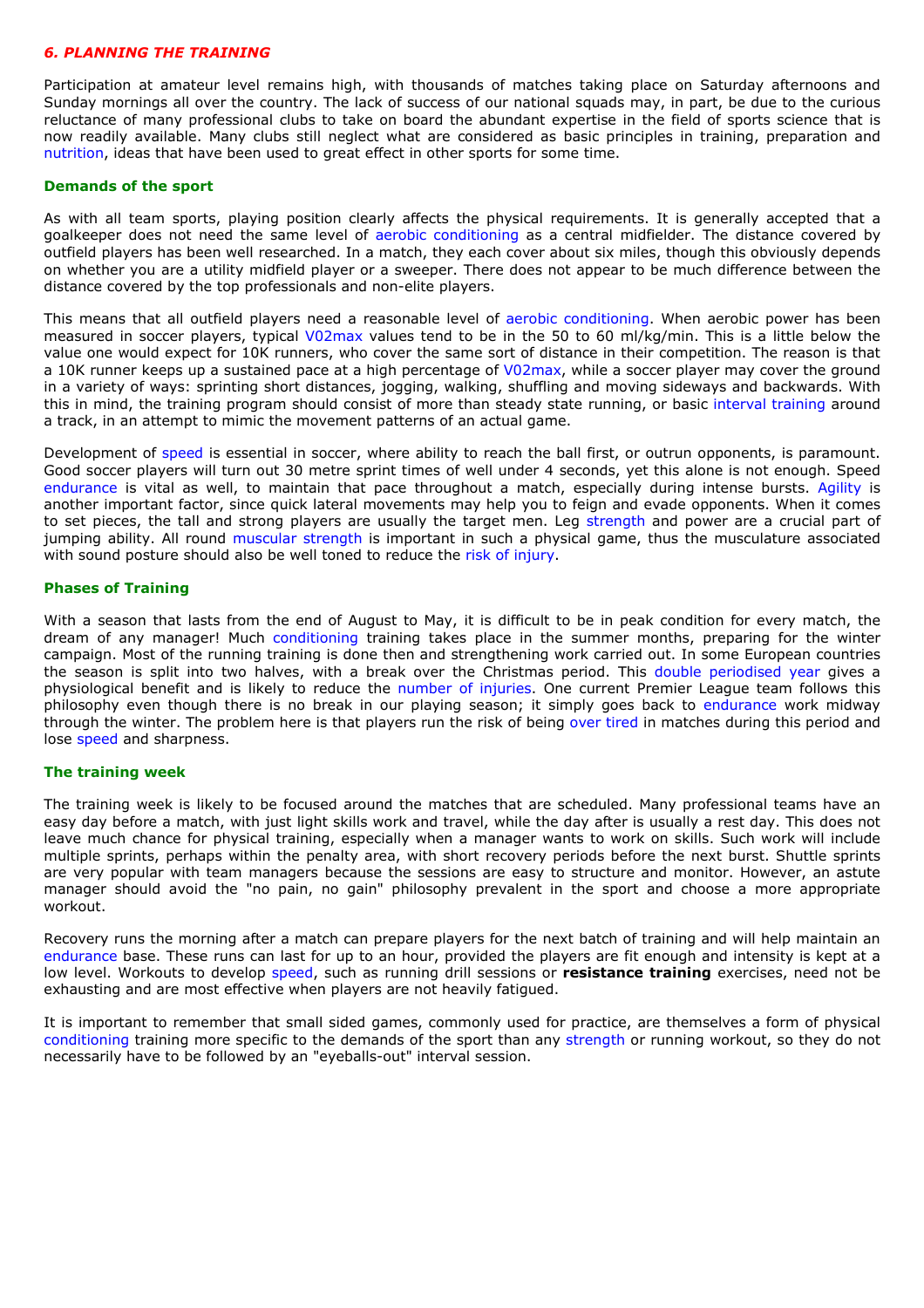## *6. PLANNING THE TRAINING*

Participation at amateur level remains high, with thousands of matches taking place on Saturday afternoons and Sunday mornings all over the country. The lack of success of our national squads may, in part, be due to the curious reluctance of many professional clubs to take on board the abundant expertise in the field of sports science that is now readily available. Many clubs still neglect what are considered as basic principles in training, preparation and nutrition, ideas that have been used to great effect in other sports for some time.

### Demands of the sport

As with all team sports, playing position clearly affects the physical requirements. It is generally accepted that a goalkeeper does not need the same level of aerobic conditioning as a central midfielder. The distance covered by outfield players has been well researched. In a match, they each cover about six miles, though this obviously depends on whether you are a utility midfield player or a sweeper. There does not appear to be much difference between the distance covered by the top professionals and non-elite players.

This means that all outfield players need a reasonable level of aerobic conditioning. When aerobic power has been measured in soccer players, typical V02max values tend to be in the 50 to 60 ml/kg/min. This is a little below the value one would expect for 10K runners, who cover the same sort of distance in their competition. The reason is that a 10K runner keeps up a sustained pace at a high percentage of V02max, while a soccer player may cover the ground in a variety of ways: sprinting short distances, jogging, walking, shuffling and moving sideways and backwards. With this in mind, the training program should consist of more than steady state running, or basic interval training around a track, in an attempt to mimic the movement patterns of an actual game.

Development of speed is essential in soccer, where ability to reach the ball first, or outrun opponents, is paramount. Good soccer players will turn out 30 metre sprint times of well under 4 seconds, yet this alone is not enough. Speed endurance is vital as well, to maintain that pace throughout a match, especially during intense bursts. Agility is another important factor, since quick lateral movements may help you to feign and evade opponents. When it comes to set pieces, the tall and strong players are usually the target men. Leg strength and power are a crucial part of jumping ability. All round muscular strength is important in such a physical game, thus the musculature associated with sound posture should also be well toned to reduce the risk of injury.

### Phases of Training

With a season that lasts from the end of August to May, it is difficult to be in peak condition for every match, the dream of any manager! Much conditioning training takes place in the summer months, preparing for the winter campaign. Most of the running training is done then and strengthening work carried out. In some European countries the season is split into two halves, with a break over the Christmas period. This double periodised year gives a physiological benefit and is likely to reduce the number of injuries. One current Premier League team follows this philosophy even though there is no break in our playing season; it simply goes back to endurance work midway through the winter. The problem here is that players run the risk of being over tired in matches during this period and lose speed and sharpness.

### The training week

The training week is likely to be focused around the matches that are scheduled. Many professional teams have an easy day before a match, with just light skills work and travel, while the day after is usually a rest day. This does not leave much chance for physical training, especially when a manager wants to work on skills. Such work will include multiple sprints, perhaps within the penalty area, with short recovery periods before the next burst. Shuttle sprints are very popular with team managers because the sessions are easy to structure and monitor. However, an astute manager should avoid the "no pain, no gain" philosophy prevalent in the sport and choose a more appropriate workout.

Recovery runs the morning after a match can prepare players for the next batch of training and will help maintain an endurance base. These runs can last for up to an hour, provided the players are fit enough and intensity is kept at a low level. Workouts to develop speed, such as running drill sessions or **resistance training** exercises, need not be exhausting and are most effective when players are not heavily fatigued.

It is important to remember that small sided games, commonly used for practice, are themselves a form of physical conditioning training more specific to the demands of the sport than any strength or running workout, so they do not necessarily have to be followed by an "eyeballs-out" interval session.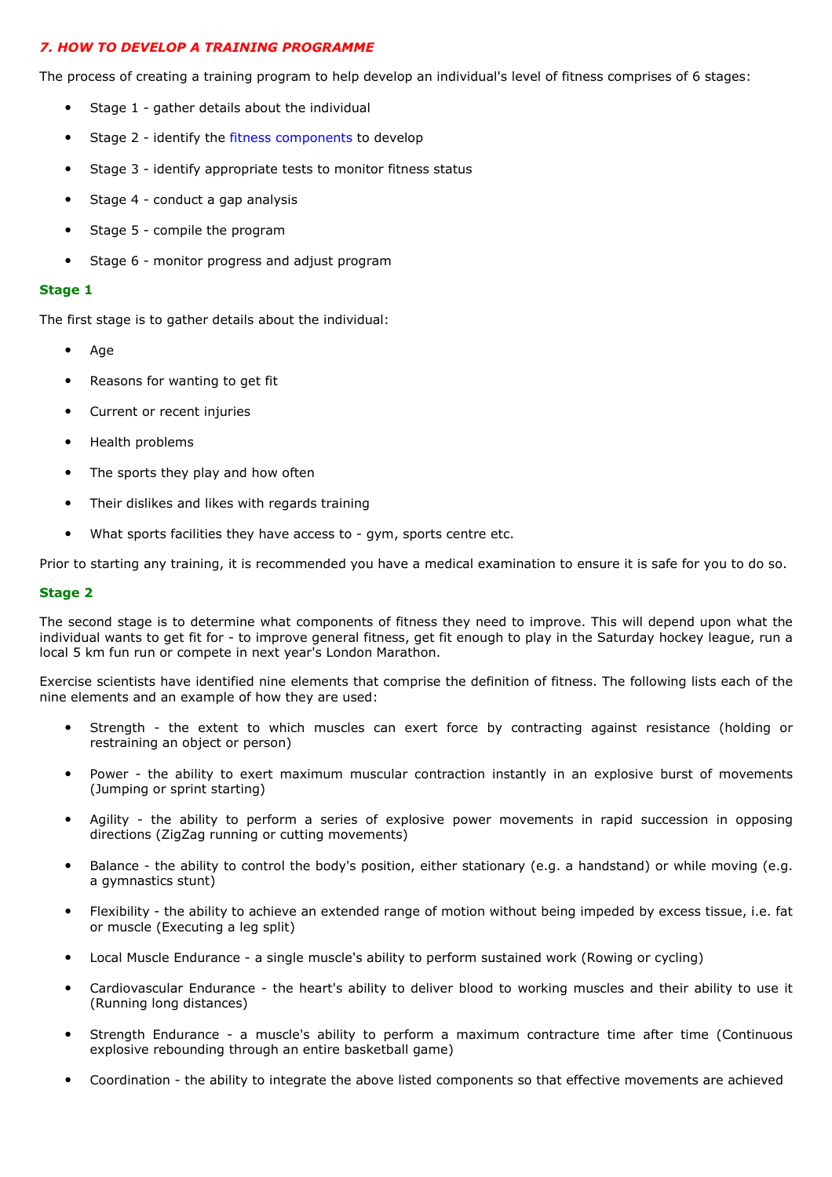### *7. HOW TO DEVELOP A TRAINING PROGRAMME*

The process of creating a training program to help develop an individual's level of fitness comprises of 6 stages:

- Stage 1 - gather details about the individual
- Stage 2 - identify the fitness components to develop
- Stage 3 - identify appropriate tests to monitor fitness status
- Stage 4 - conduct a gap analysis
- Stage 5 - compile the program
- Stage 6 - monitor progress and adjust program

**Stage 1**

The first stage is to gather details about the individual:

- Age
- Reasons for wanting to get fit
- Current or recent injuries
- Health problems
- The sports they play and how often
- Their dislikes and likes with regards training
- What sports facilities they have access to - gym, sports centre etc.

Prior to starting any training, it is recommended you have a medical examination to ensure it is safe for you to do so.

**Stage 2**

The second stage is to determine what components of fitness they need to improve. This will depend upon what the individual wants to get fit for - to improve general fitness, get fit enough to play in the Saturday hockey league, run a local 5 km fun run or compete in next year's London Marathon.

Exercise scientists have identified nine elements that comprise the definition of fitness. The following lists each of the nine elements and an example of how they are used:

- Strength - the extent to which muscles can exert force by contracting against resistance (holding or restraining an object or person)
- Power - the ability to exert maximum muscular contraction instantly in an explosive burst of movements (Jumping or sprint starting)
- Agility - the ability to perform a series of explosive power movements in rapid succession in opposing directions (ZigZag running or cutting movements)
- Balance - the ability to control the body's position, either stationary (e.g. a handstand) or while moving (e.g. a gymnastics stunt)
- Flexibility - the ability to achieve an extended range of motion without being impeded by excess tissue, i.e. fat or muscle (Executing a leg split)
- Local Muscle Endurance - a single muscle's ability to perform sustained work (Rowing or cycling)
- Cardiovascular Endurance - the heart's ability to deliver blood to working muscles and their ability to use it (Running long distances)
- Strength Endurance - a muscle's ability to perform a maximum contracture time after time (Continuous explosive rebounding through an entire basketball game)
- Coordination - the ability to integrate the above listed components so that effective movements are achieved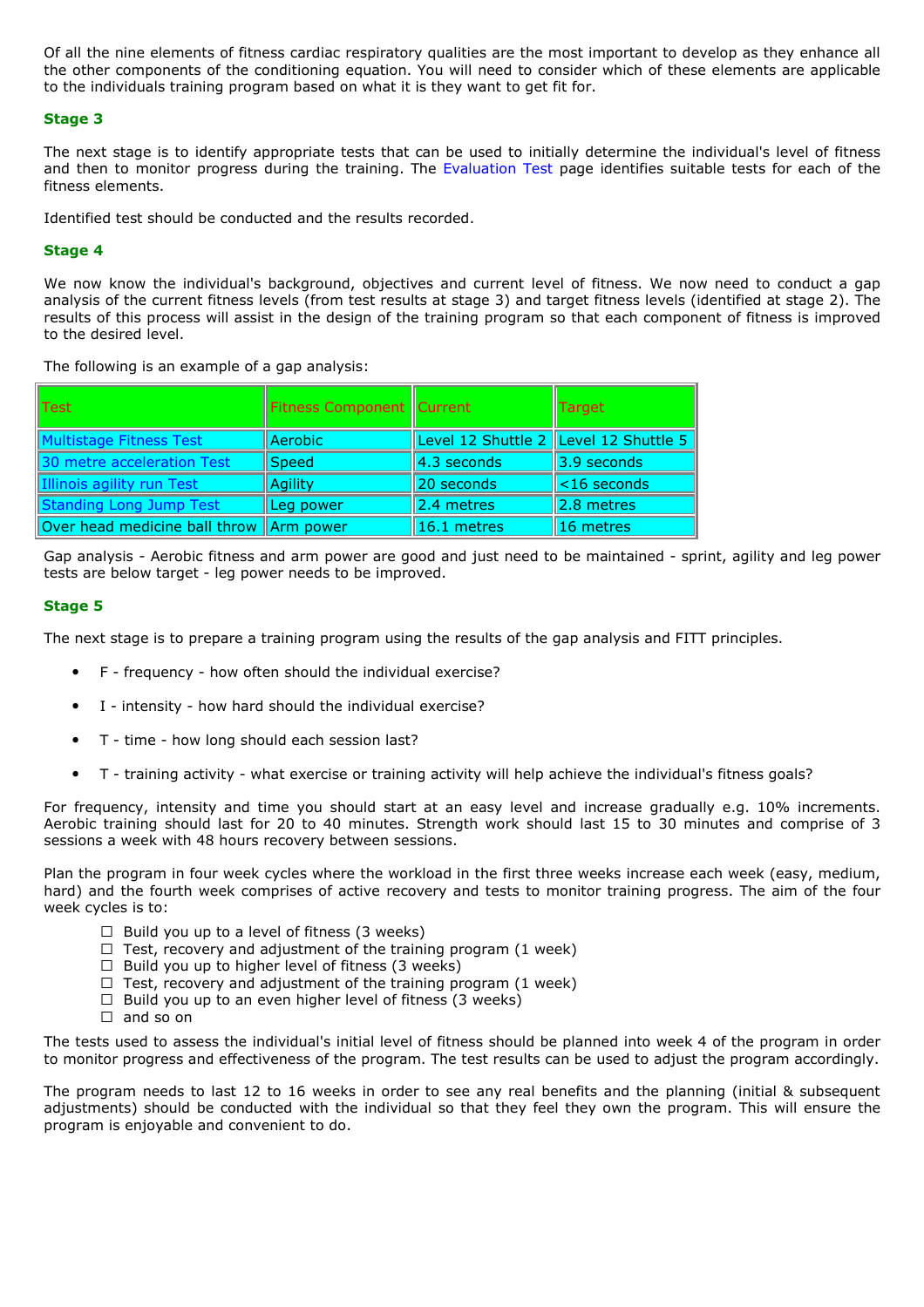Of all the nine elements of fitness cardiac respiratory qualities are the most important to develop as they enhance all the other components of the conditioning equation. You will need to consider which of these elements are applicable to the individuals training program based on what it is they want to get fit for.

### Stage 3

The next stage is to identify appropriate tests that can be used to initially determine the individual's level of fitness and then to monitor progress during the training. The Evaluation Test page identifies suitable tests for each of the fitness elements.

Identified test should be conducted and the results recorded.

### Stage 4

We now know the individual's background, objectives and current level of fitness. We now need to conduct a gap analysis of the current fitness levels (from test results at stage 3) and target fitness levels (identified at stage 2). The results of this process will assist in the design of the training program so that each component of fitness is improved to the desired level.

The following is an example of a gap analysis:

| Test | Fitness Component | Current | Target |
| --- | --- | --- | --- |
| Multistage Fitness Test | Aerobic | Level 12 Shuttle 2 | Level 12 Shuttle 5 |
| 30 metre acceleration Test | Speed | 4.3 seconds | 3.9 seconds |
| Illinois agility run Test | Agility | 20 seconds | <16 seconds |
| Standing Long Jump Test | Leg power | 2.4 metres | 2.8 metres |
| Over head medicine ball throw | Arm power | 16.1 metres | 16 metres |

Gap analysis - Aerobic fitness and arm power are good and just need to be maintained - sprint, agility and leg power tests are below target - leg power needs to be improved.

### Stage 5

The next stage is to prepare a training program using the results of the gap analysis and FITT principles.

- F - frequency - how often should the individual exercise?
- I - intensity - how hard should the individual exercise?
- T - time - how long should each session last?
- T - training activity - what exercise or training activity will help achieve the individual's fitness goals?

For frequency, intensity and time you should start at an easy level and increase gradually e.g. 10% increments. Aerobic training should last for 20 to 40 minutes. Strength work should last 15 to 30 minutes and comprise of 3 sessions a week with 48 hours recovery between sessions.

Plan the program in four week cycles where the workload in the first three weeks increase each week (easy, medium, hard) and the fourth week comprises of active recovery and tests to monitor training progress. The aim of the four week cycles is to:

- ☐ Build you up to a level of fitness (3 weeks)
- ☐ Test, recovery and adjustment of the training program (1 week)
- ☐ Build you up to higher level of fitness (3 weeks)
- ☐ Test, recovery and adjustment of the training program (1 week)
- ☐ Build you up to an even higher level of fitness (3 weeks)
- ☐ and so on

The tests used to assess the individual's initial level of fitness should be planned into week 4 of the program in order to monitor progress and effectiveness of the program. The test results can be used to adjust the program accordingly.

The program needs to last 12 to 16 weeks in order to see any real benefits and the planning (initial & subsequent adjustments) should be conducted with the individual so that they feel they own the program. This will ensure the program is enjoyable and convenient to do.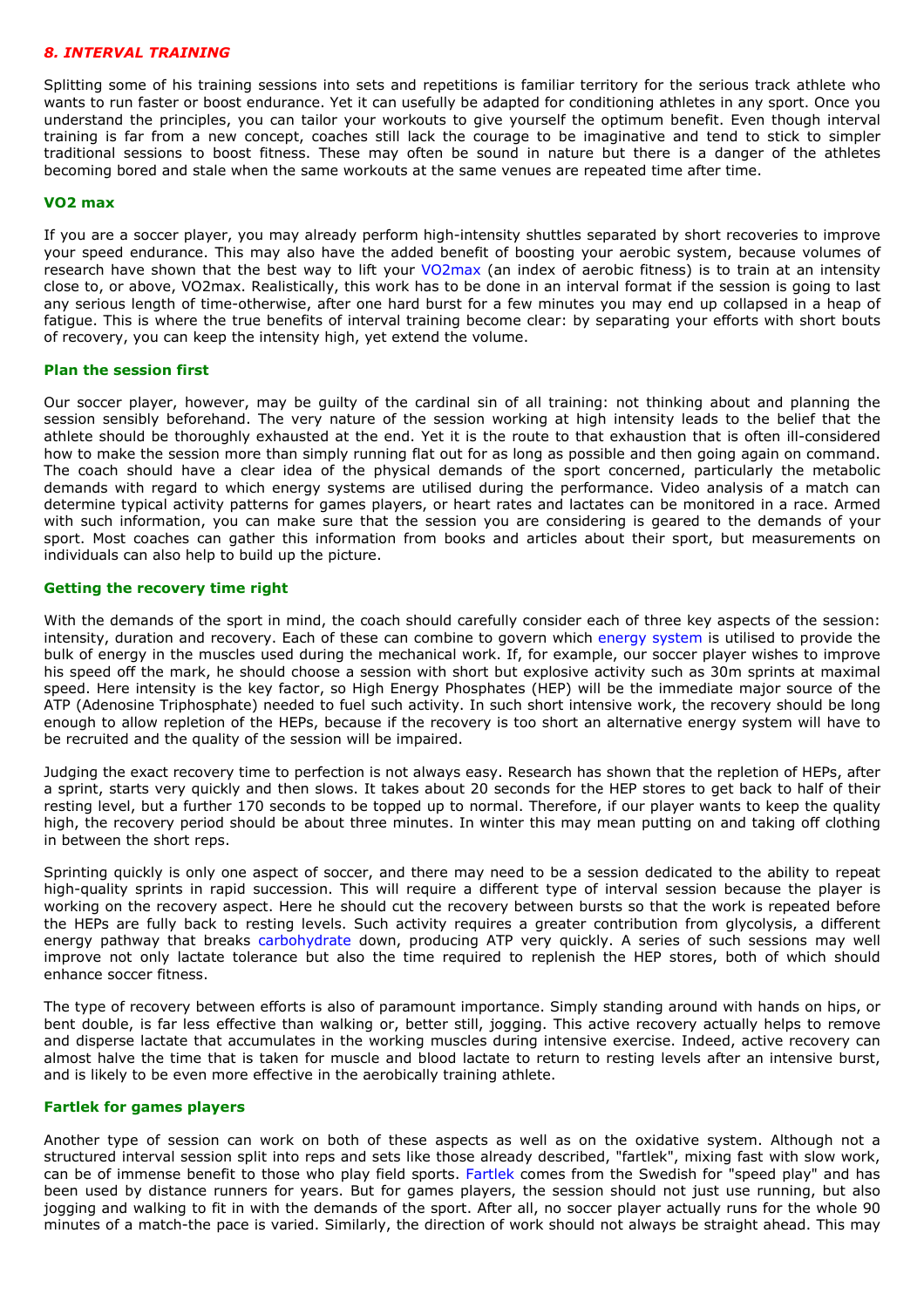### *8. INTERVAL TRAINING*

Splitting some of his training sessions into sets and repetitions is familiar territory for the serious track athlete who wants to run faster or boost endurance. Yet it can usefully be adapted for conditioning athletes in any sport. Once you understand the principles, you can tailor your workouts to give yourself the optimum benefit. Even though interval training is far from a new concept, coaches still lack the courage to be imaginative and tend to stick to simpler traditional sessions to boost fitness. These may often be sound in nature but there is a danger of the athletes becoming bored and stale when the same workouts at the same venues are repeated time after time.

#### VO2 max

If you are a soccer player, you may already perform high-intensity shuttles separated by short recoveries to improve your speed endurance. This may also have the added benefit of boosting your aerobic system, because volumes of research have shown that the best way to lift your VO2max (an index of aerobic fitness) is to train at an intensity close to, or above, VO2max. Realistically, this work has to be done in an interval format if the session is going to last any serious length of time-otherwise, after one hard burst for a few minutes you may end up collapsed in a heap of fatigue. This is where the true benefits of interval training become clear: by separating your efforts with short bouts of recovery, you can keep the intensity high, yet extend the volume.

#### Plan the session first

Our soccer player, however, may be guilty of the cardinal sin of all training: not thinking about and planning the session sensibly beforehand. The very nature of the session working at high intensity leads to the belief that the athlete should be thoroughly exhausted at the end. Yet it is the route to that exhaustion that is often ill-considered how to make the session more than simply running flat out for as long as possible and then going again on command. The coach should have a clear idea of the physical demands of the sport concerned, particularly the metabolic demands with regard to which energy systems are utilised during the performance. Video analysis of a match can determine typical activity patterns for games players, or heart rates and lactates can be monitored in a race. Armed with such information, you can make sure that the session you are considering is geared to the demands of your sport. Most coaches can gather this information from books and articles about their sport, but measurements on individuals can also help to build up the picture.

#### Getting the recovery time right

With the demands of the sport in mind, the coach should carefully consider each of three key aspects of the session: intensity, duration and recovery. Each of these can combine to govern which energy system is utilised to provide the bulk of energy in the muscles used during the mechanical work. If, for example, our soccer player wishes to improve his speed off the mark, he should choose a session with short but explosive activity such as 30m sprints at maximal speed. Here intensity is the key factor, so High Energy Phosphates (HEP) will be the immediate major source of the ATP (Adenosine Triphosphate) needed to fuel such activity. In such short intensive work, the recovery should be long enough to allow repletion of the HEPs, because if the recovery is too short an alternative energy system will have to be recruited and the quality of the session will be impaired.

Judging the exact recovery time to perfection is not always easy. Research has shown that the repletion of HEPs, after a sprint, starts very quickly and then slows. It takes about 20 seconds for the HEP stores to get back to half of their resting level, but a further 170 seconds to be topped up to normal. Therefore, if our player wants to keep the quality high, the recovery period should be about three minutes. In winter this may mean putting on and taking off clothing in between the short reps.

Sprinting quickly is only one aspect of soccer, and there may need to be a session dedicated to the ability to repeat high-quality sprints in rapid succession. This will require a different type of interval session because the player is working on the recovery aspect. Here he should cut the recovery between bursts so that the work is repeated before the HEPs are fully back to resting levels. Such activity requires a greater contribution from glycolysis, a different energy pathway that breaks carbohydrate down, producing ATP very quickly. A series of such sessions may well improve not only lactate tolerance but also the time required to replenish the HEP stores, both of which should enhance soccer fitness.

The type of recovery between efforts is also of paramount importance. Simply standing around with hands on hips, or bent double, is far less effective than walking or, better still, jogging. This active recovery actually helps to remove and disperse lactate that accumulates in the working muscles during intensive exercise. Indeed, active recovery can almost halve the time that is taken for muscle and blood lactate to return to resting levels after an intensive burst, and is likely to be even more effective in the aerobically training athlete.

#### Fartlek for games players

Another type of session can work on both of these aspects as well as on the oxidative system. Although not a structured interval session split into reps and sets like those already described, "fartlek", mixing fast with slow work, can be of immense benefit to those who play field sports. Fartlek comes from the Swedish for "speed play" and has been used by distance runners for years. But for games players, the session should not just use running, but also jogging and walking to fit in with the demands of the sport. After all, no soccer player actually runs for the whole 90 minutes of a match-the pace is varied. Similarly, the direction of work should not always be straight ahead. This may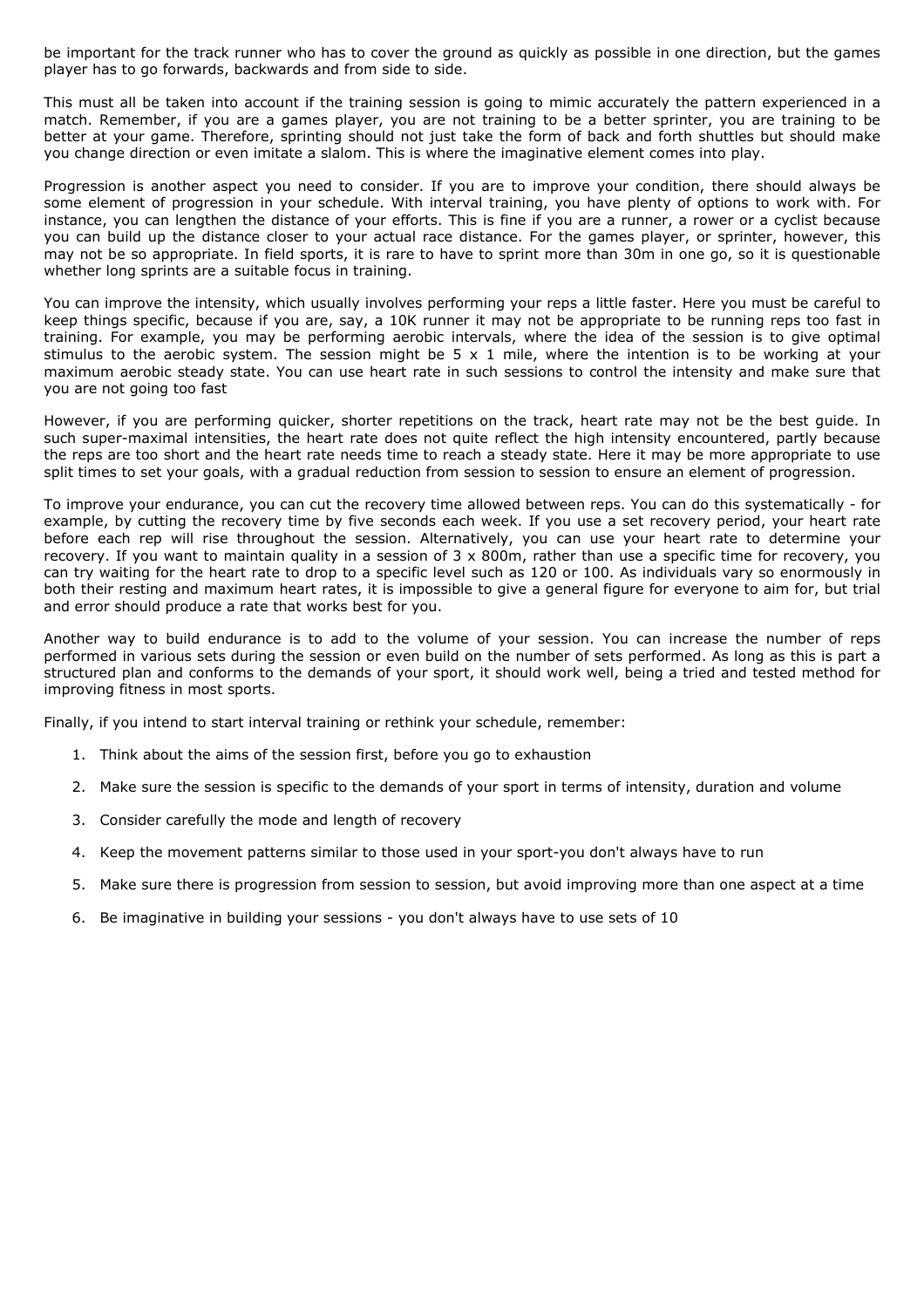be important for the track runner who has to cover the ground as quickly as possible in one direction, but the games player has to go forwards, backwards and from side to side.

This must all be taken into account if the training session is going to mimic accurately the pattern experienced in a match. Remember, if you are a games player, you are not training to be a better sprinter, you are training to be better at your game. Therefore, sprinting should not just take the form of back and forth shuttles but should make you change direction or even imitate a slalom. This is where the imaginative element comes into play.

Progression is another aspect you need to consider. If you are to improve your condition, there should always be some element of progression in your schedule. With interval training, you have plenty of options to work with. For instance, you can lengthen the distance of your efforts. This is fine if you are a runner, a rower or a cyclist because you can build up the distance closer to your actual race distance. For the games player, or sprinter, however, this may not be so appropriate. In field sports, it is rare to have to sprint more than 30m in one go, so it is questionable whether long sprints are a suitable focus in training.

You can improve the intensity, which usually involves performing your reps a little faster. Here you must be careful to keep things specific, because if you are, say, a 10K runner it may not be appropriate to be running reps too fast in training. For example, you may be performing aerobic intervals, where the idea of the session is to give optimal stimulus to the aerobic system. The session might be 5 x 1 mile, where the intention is to be working at your maximum aerobic steady state. You can use heart rate in such sessions to control the intensity and make sure that you are not going too fast

However, if you are performing quicker, shorter repetitions on the track, heart rate may not be the best guide. In such super-maximal intensities, the heart rate does not quite reflect the high intensity encountered, partly because the reps are too short and the heart rate needs time to reach a steady state. Here it may be more appropriate to use split times to set your goals, with a gradual reduction from session to session to ensure an element of progression.

To improve your endurance, you can cut the recovery time allowed between reps. You can do this systematically - for example, by cutting the recovery time by five seconds each week. If you use a set recovery period, your heart rate before each rep will rise throughout the session. Alternatively, you can use your heart rate to determine your recovery. If you want to maintain quality in a session of 3 x 800m, rather than use a specific time for recovery, you can try waiting for the heart rate to drop to a specific level such as 120 or 100. As individuals vary so enormously in both their resting and maximum heart rates, it is impossible to give a general figure for everyone to aim for, but trial and error should produce a rate that works best for you.

Another way to build endurance is to add to the volume of your session. You can increase the number of reps performed in various sets during the session or even build on the number of sets performed. As long as this is part a structured plan and conforms to the demands of your sport, it should work well, being a tried and tested method for improving fitness in most sports.

Finally, if you intend to start interval training or rethink your schedule, remember:

1. Think about the aims of the session first, before you go to exhaustion
2. Make sure the session is specific to the demands of your sport in terms of intensity, duration and volume
3. Consider carefully the mode and length of recovery
4. Keep the movement patterns similar to those used in your sport-you don't always have to run
5. Make sure there is progression from session to session, but avoid improving more than one aspect at a time
6. Be imaginative in building your sessions - you don't always have to use sets of 10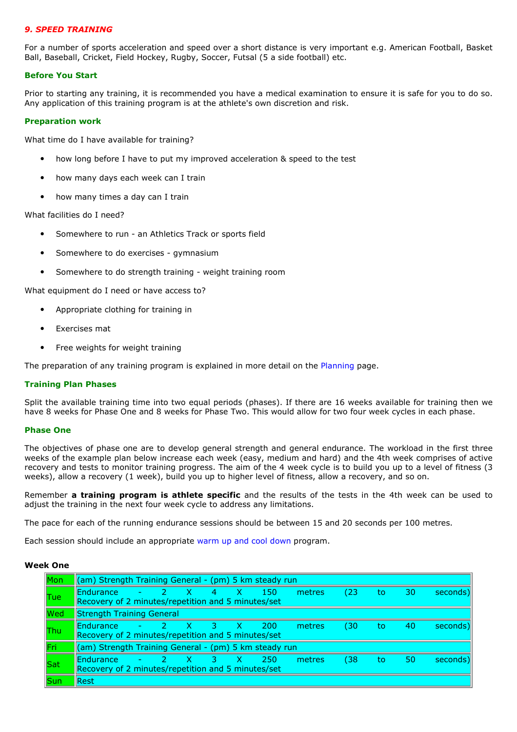### *9. SPEED TRAINING*

For a number of sports acceleration and speed over a short distance is very important e.g. American Football, Basket Ball, Baseball, Cricket, Field Hockey, Rugby, Soccer, Futsal (5 a side football) etc.

#### Before You Start

Prior to starting any training, it is recommended you have a medical examination to ensure it is safe for you to do so. Any application of this training program is at the athlete's own discretion and risk.

#### Preparation work

What time do I have available for training?

- how long before I have to put my improved acceleration & speed to the test
- how many days each week can I train
- how many times a day can I train

What facilities do I need?

- Somewhere to run - an Athletics Track or sports field
- Somewhere to do exercises - gymnasium
- Somewhere to do strength training - weight training room

What equipment do I need or have access to?

- Appropriate clothing for training in
- Exercises mat
- Free weights for weight training

The preparation of any training program is explained in more detail on the Planning page.

#### Training Plan Phases

Split the available training time into two equal periods (phases). If there are 16 weeks available for training then we have 8 weeks for Phase One and 8 weeks for Phase Two. This would allow for two four week cycles in each phase.

#### Phase One

The objectives of phase one are to develop general strength and general endurance. The workload in the first three weeks of the example plan below increase each week (easy, medium and hard) and the 4th week comprises of active recovery and tests to monitor training progress. The aim of the 4 week cycle is to build you up to a level of fitness (3 weeks), allow a recovery (1 week), build you up to higher level of fitness, allow a recovery, and so on.

Remember **a training program is athlete specific** and the results of the tests in the 4th week can be used to adjust the training in the next four week cycle to address any limitations.

The pace for each of the running endurance sessions should be between 15 and 20 seconds per 100 metres.

Each session should include an appropriate warm up and cool down program.

**Week One**

| Day | Session |
|---|---|
| Mon | (am) Strength Training General - (pm) 5 km steady run |
| Tue | Endurance - 2 X 4 X 150 metres (23 to 30 seconds) Recovery of 2 minutes/repetition and 5 minutes/set |
| Wed | Strength Training General |
| Thu | Endurance - 2 X 3 X 200 metres (30 to 40 seconds) Recovery of 2 minutes/repetition and 5 minutes/set |
| Fri | (am) Strength Training General - (pm) 5 km steady run |
| Sat | Endurance - 2 X 3 X 250 metres (38 to 50 seconds) Recovery of 2 minutes/repetition and 5 minutes/set |
| Sun | Rest |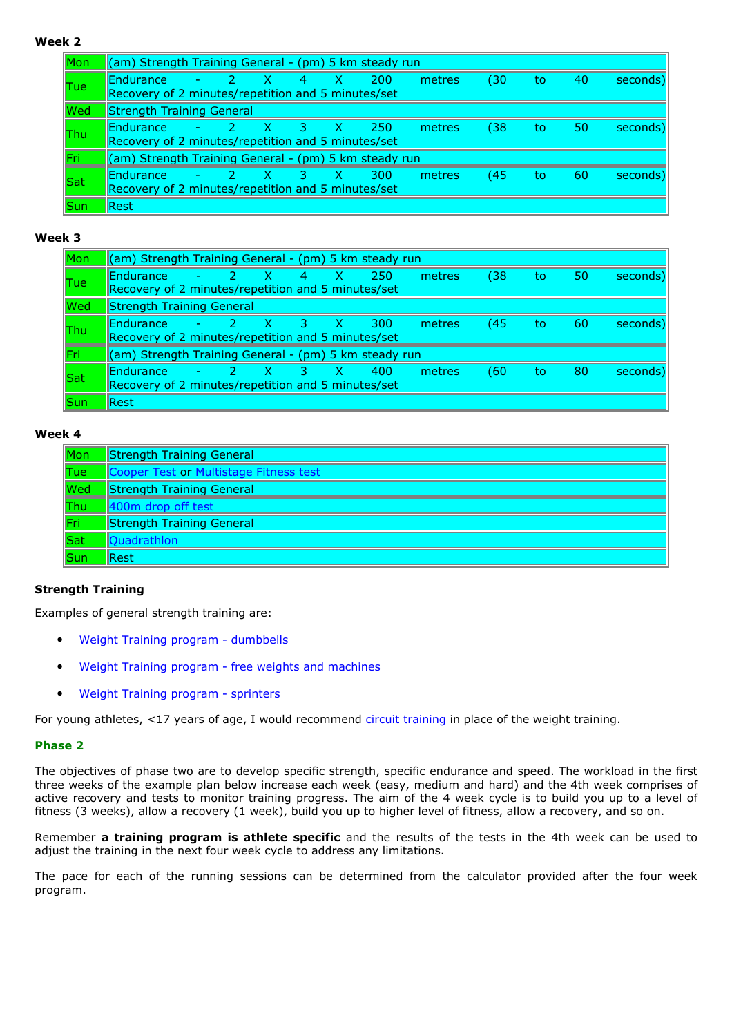**Week 2**

| | |
|---|---|
| Mon | (am) Strength Training General - (pm) 5 km steady run |
| Tue | Endurance - 2 X 4 X 200 metres (30 to 40 seconds) Recovery of 2 minutes/repetition and 5 minutes/set |
| Wed | Strength Training General |
| Thu | Endurance - 2 X 3 X 250 metres (38 to 50 seconds) Recovery of 2 minutes/repetition and 5 minutes/set |
| Fri | (am) Strength Training General - (pm) 5 km steady run |
| Sat | Endurance - 2 X 3 X 300 metres (45 to 60 seconds) Recovery of 2 minutes/repetition and 5 minutes/set |
| Sun | Rest |

**Week 3**

| | |
|---|---|
| Mon | (am) Strength Training General - (pm) 5 km steady run |
| Tue | Endurance - 2 X 4 X 250 metres (38 to 50 seconds) Recovery of 2 minutes/repetition and 5 minutes/set |
| Wed | Strength Training General |
| Thu | Endurance - 2 X 3 X 300 metres (45 to 60 seconds) Recovery of 2 minutes/repetition and 5 minutes/set |
| Fri | (am) Strength Training General - (pm) 5 km steady run |
| Sat | Endurance - 2 X 3 X 400 metres (60 to 80 seconds) Recovery of 2 minutes/repetition and 5 minutes/set |
| Sun | Rest |

**Week 4**

| | |
|---|---|
| Mon | Strength Training General |
| Tue | Cooper Test or Multistage Fitness test |
| Wed | Strength Training General |
| Thu | 400m drop off test |
| Fri | Strength Training General |
| Sat | Quadrathlon |
| Sun | Rest |

**Strength Training**

Examples of general strength training are:

- Weight Training program - dumbbells
- Weight Training program - free weights and machines
- Weight Training program - sprinters

For young athletes, <17 years of age, I would recommend circuit training in place of the weight training.

**Phase 2**

The objectives of phase two are to develop specific strength, specific endurance and speed. The workload in the first three weeks of the example plan below increase each week (easy, medium and hard) and the 4th week comprises of active recovery and tests to monitor training progress. The aim of the 4 week cycle is to build you up to a level of fitness (3 weeks), allow a recovery (1 week), build you up to higher level of fitness, allow a recovery, and so on.

Remember **a training program is athlete specific** and the results of the tests in the 4th week can be used to adjust the training in the next four week cycle to address any limitations.

The pace for each of the running sessions can be determined from the calculator provided after the four week program.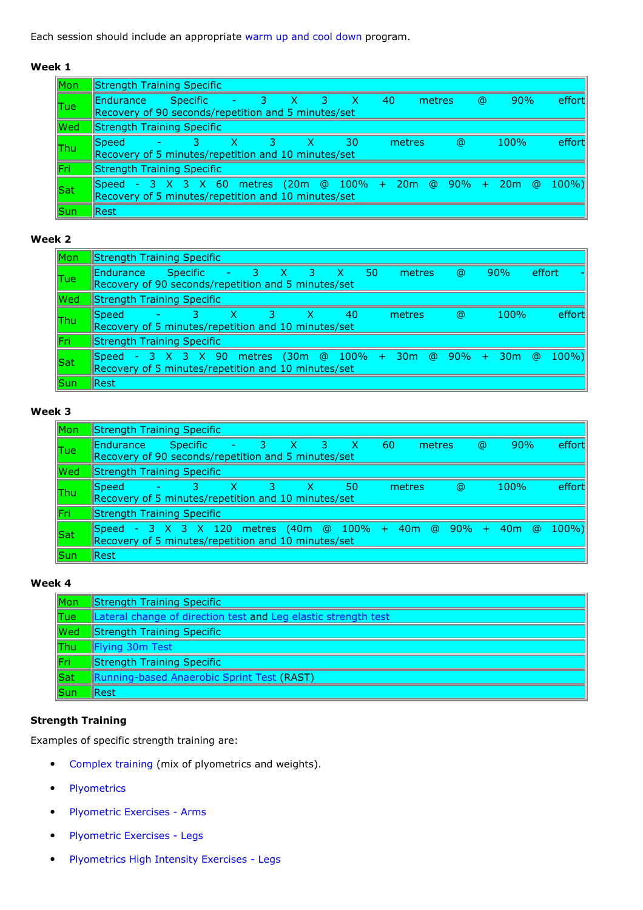Each session should include an appropriate warm up and cool down program.

**Week 1**

| | |
|---|---|
| Mon | Strength Training Specific |
| Tue | Endurance Specific - 3 X 3 X 40 metres @ 90% effort<br>Recovery of 90 seconds/repetition and 5 minutes/set |
| Wed | Strength Training Specific |
| Thu | Speed - 3 X 3 X 30 metres @ 100% effort<br>Recovery of 5 minutes/repetition and 10 minutes/set |
| Fri | Strength Training Specific |
| Sat | Speed - 3 X 3 X 60 metres (20m @ 100% + 20m @ 90% + 20m @ 100%)<br>Recovery of 5 minutes/repetition and 10 minutes/set |
| Sun | Rest |

**Week 2**

| | |
|---|---|
| Mon | Strength Training Specific |
| Tue | Endurance Specific - 3 X 3 X 50 metres @ 90% effort -<br>Recovery of 90 seconds/repetition and 5 minutes/set |
| Wed | Strength Training Specific |
| Thu | Speed - 3 X 3 X 40 metres @ 100% effort<br>Recovery of 5 minutes/repetition and 10 minutes/set |
| Fri | Strength Training Specific |
| Sat | Speed - 3 X 3 X 90 metres (30m @ 100% + 30m @ 90% + 30m @ 100%)<br>Recovery of 5 minutes/repetition and 10 minutes/set |
| Sun | Rest |

**Week 3**

| | |
|---|---|
| Mon | Strength Training Specific |
| Tue | Endurance Specific - 3 X 3 X 60 metres @ 90% effort<br>Recovery of 90 seconds/repetition and 5 minutes/set |
| Wed | Strength Training Specific |
| Thu | Speed - 3 X 3 X 50 metres @ 100% effort<br>Recovery of 5 minutes/repetition and 10 minutes/set |
| Fri | Strength Training Specific |
| Sat | Speed - 3 X 3 X 120 metres (40m @ 100% + 40m @ 90% + 40m @ 100%)<br>Recovery of 5 minutes/repetition and 10 minutes/set |
| Sun | Rest |

**Week 4**

| | |
|---|---|
| Mon | Strength Training Specific |
| Tue | Lateral change of direction test and Leg elastic strength test |
| Wed | Strength Training Specific |
| Thu | Flying 30m Test |
| Fri | Strength Training Specific |
| Sat | Running-based Anaerobic Sprint Test (RAST) |
| Sun | Rest |

**Strength Training**

Examples of specific strength training are:

- Complex training (mix of plyometrics and weights).
- Plyometrics
- Plyometric Exercises - Arms
- Plyometric Exercises - Legs
- Plyometrics High Intensity Exercises - Legs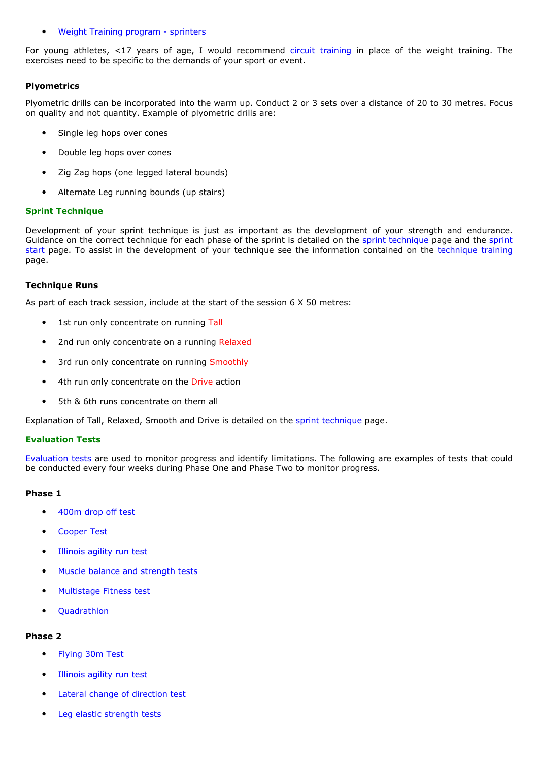- Weight Training program - sprinters

For young athletes, <17 years of age, I would recommend circuit training in place of the weight training. The exercises need to be specific to the demands of your sport or event.

**Plyometrics**

Plyometric drills can be incorporated into the warm up. Conduct 2 or 3 sets over a distance of 20 to 30 metres. Focus on quality and not quantity. Example of plyometric drills are:

- Single leg hops over cones
- Double leg hops over cones
- Zig Zag hops (one legged lateral bounds)
- Alternate Leg running bounds (up stairs)

## Sprint Technique

Development of your sprint technique is just as important as the development of your strength and endurance. Guidance on the correct technique for each phase of the sprint is detailed on the sprint technique page and the sprint start page. To assist in the development of your technique see the information contained on the technique training page.

**Technique Runs**

As part of each track session, include at the start of the session 6 X 50 metres:

- 1st run only concentrate on running Tall
- 2nd run only concentrate on a running Relaxed
- 3rd run only concentrate on running Smoothly
- 4th run only concentrate on the Drive action
- 5th & 6th runs concentrate on them all

Explanation of Tall, Relaxed, Smooth and Drive is detailed on the sprint technique page.

## Evaluation Tests

Evaluation tests are used to monitor progress and identify limitations. The following are examples of tests that could be conducted every four weeks during Phase One and Phase Two to monitor progress.

**Phase 1**

- 400m drop off test
- Cooper Test
- Illinois agility run test
- Muscle balance and strength tests
- Multistage Fitness test
- Quadrathlon

**Phase 2**

- Flying 30m Test
- Illinois agility run test
- Lateral change of direction test
- Leg elastic strength tests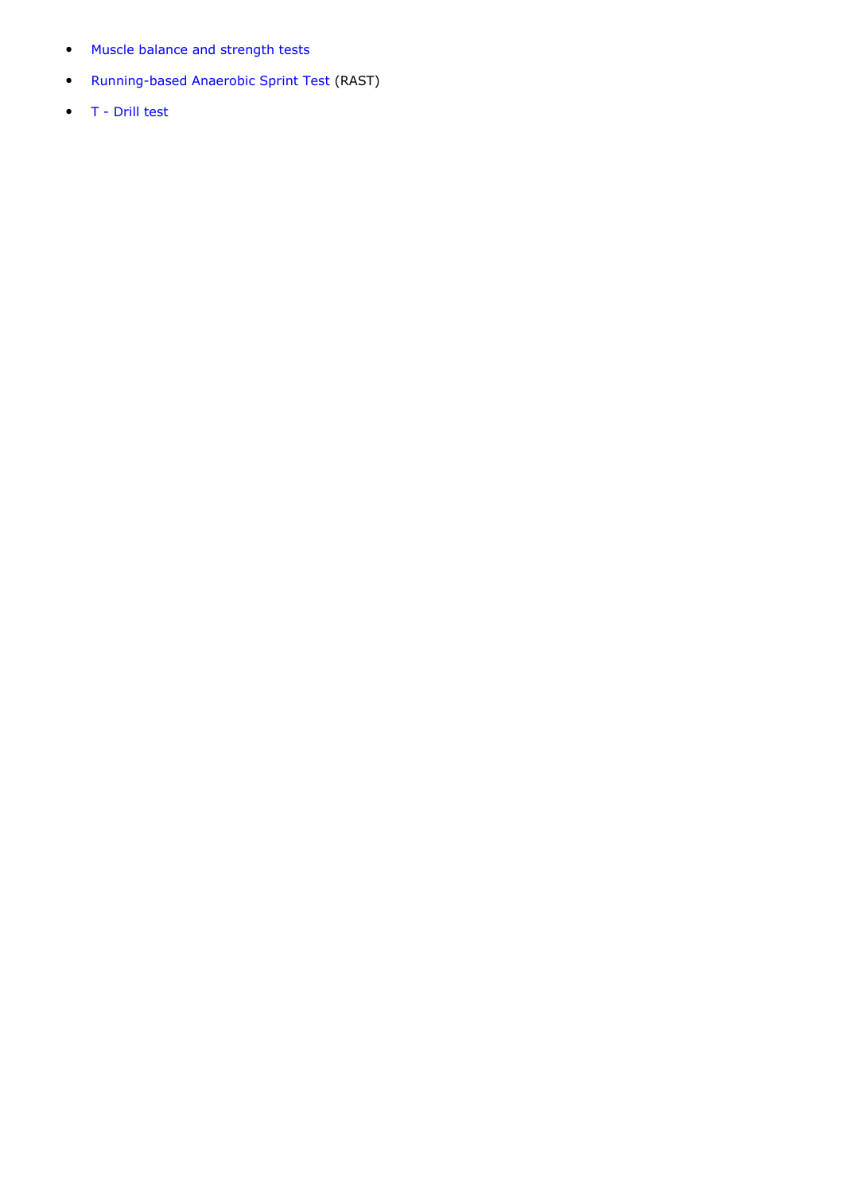- Muscle balance and strength tests
- Running-based Anaerobic Sprint Test (RAST)
- T - Drill test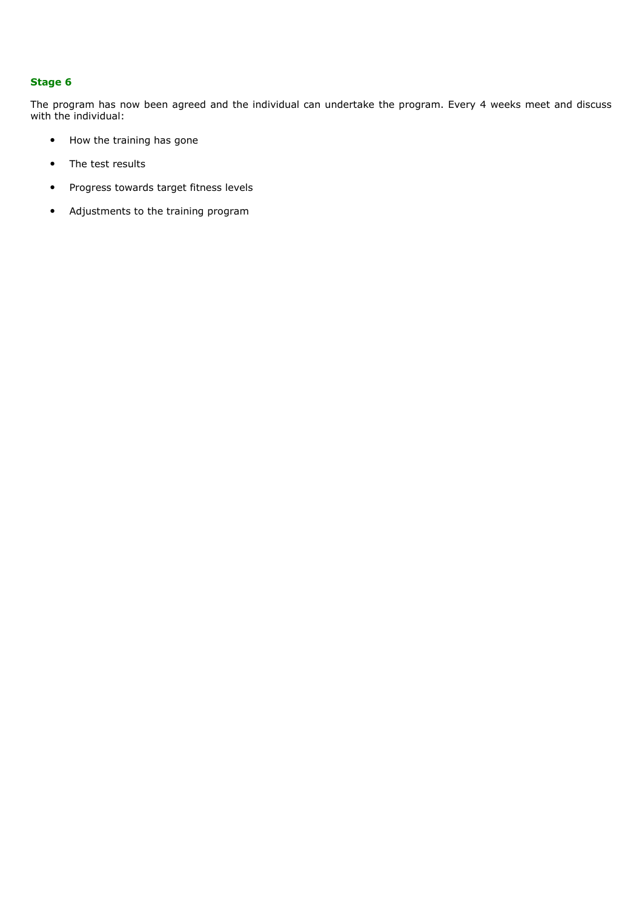### Stage 6

The program has now been agreed and the individual can undertake the program. Every 4 weeks meet and discuss with the individual:

- How the training has gone
- The test results
- Progress towards target fitness levels
- Adjustments to the training program